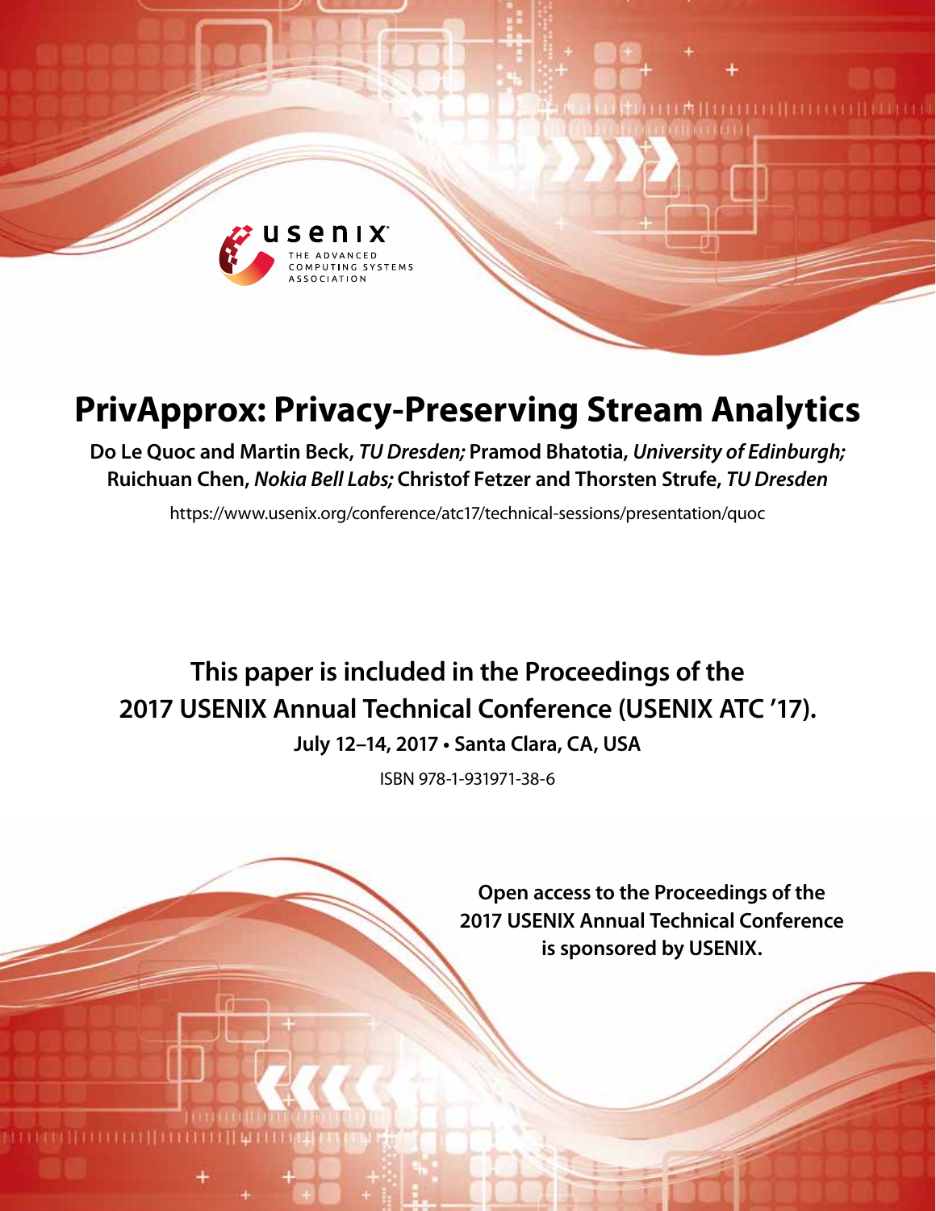# PrivApprox: Privacy-Preserving Stream Analytics

**Do Le Quoc and Martin Beck, *TU Dresden;* Pramod Bhatotia, *University of Edinburgh;* Ruichuan Chen, *Nokia Bell Labs;* Christof Fetzer and Thorsten Strufe, *TU Dresden***

https://www.usenix.org/conference/atc17/technical-sessions/presentation/quoc

**This paper is included in the Proceedings of the 2017 USENIX Annual Technical Conference (USENIX ATC '17).**

**July 12–14, 2017 • Santa Clara, CA, USA**

ISBN 978-1-931971-38-6

**Open access to the Proceedings of the 2017 USENIX Annual Technical Conference is sponsored by USENIX.**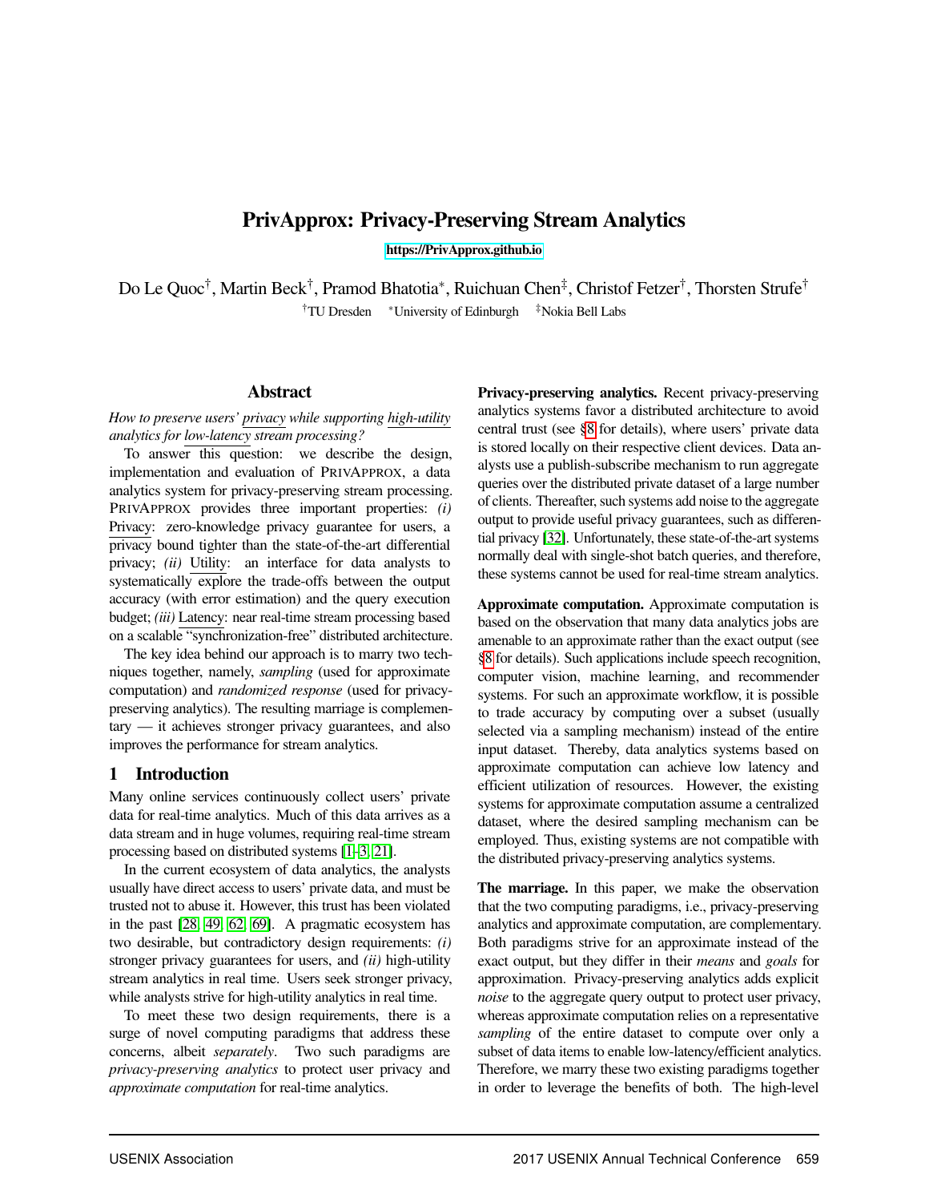# PrivApprox: Privacy-Preserving Stream Analytics

https://PrivApprox.github.io

Do Le Quoc[†], Martin Beck[†], Pramod Bhatotia[*], Ruichuan Chen[‡], Christof Fetzer[†], Thorsten Strufe[†]

[†]TU Dresden [*]University of Edinburgh [‡]Nokia Bell Labs

## Abstract

*How to preserve users' privacy while supporting high-utility analytics for low-latency stream processing?*

To answer this question: we describe the design, implementation and evaluation of PrivApprox, a data analytics system for privacy-preserving stream processing. PrivApprox provides three important properties: *(i)* Privacy: zero-knowledge privacy guarantee for users, a privacy bound tighter than the state-of-the-art differential privacy; *(ii)* Utility: an interface for data analysts to systematically explore the trade-offs between the output accuracy (with error estimation) and the query execution budget; *(iii)* Latency: near real-time stream processing based on a scalable "synchronization-free" distributed architecture.

The key idea behind our approach is to marry two techniques together, namely, *sampling* (used for approximate computation) and *randomized response* (used for privacy-preserving analytics). The resulting marriage is complementary — it achieves stronger privacy guarantees, and also improves the performance for stream analytics.

## 1 Introduction

Many online services continuously collect users' private data for real-time analytics. Much of this data arrives as a data stream and in huge volumes, requiring real-time stream processing based on distributed systems [1–3, 21].

In the current ecosystem of data analytics, the analysts usually have direct access to users' private data, and must be trusted not to abuse it. However, this trust has been violated in the past [28, 49, 62, 69]. A pragmatic ecosystem has two desirable, but contradictory design requirements: *(i)* stronger privacy guarantees for users, and *(ii)* high-utility stream analytics in real time. Users seek stronger privacy, while analysts strive for high-utility analytics in real time.

To meet these two design requirements, there is a surge of novel computing paradigms that address these concerns, albeit *separately*. Two such paradigms are *privacy-preserving analytics* to protect user privacy and *approximate computation* for real-time analytics.

**Privacy-preserving analytics.** Recent privacy-preserving analytics systems favor a distributed architecture to avoid central trust (see §8 for details), where users' private data is stored locally on their respective client devices. Data analysts use a publish-subscribe mechanism to run aggregate queries over the distributed private dataset of a large number of clients. Thereafter, such systems add noise to the aggregate output to provide useful privacy guarantees, such as differential privacy [32]. Unfortunately, these state-of-the-art systems normally deal with single-shot batch queries, and therefore, these systems cannot be used for real-time stream analytics.

**Approximate computation.** Approximate computation is based on the observation that many data analytics jobs are amenable to an approximate rather than the exact output (see §8 for details). Such applications include speech recognition, computer vision, machine learning, and recommender systems. For such an approximate workflow, it is possible to trade accuracy by computing over a subset (usually selected via a sampling mechanism) instead of the entire input dataset. Thereby, data analytics systems based on approximate computation can achieve low latency and efficient utilization of resources. However, the existing systems for approximate computation assume a centralized dataset, where the desired sampling mechanism can be employed. Thus, existing systems are not compatible with the distributed privacy-preserving analytics systems.

**The marriage.** In this paper, we make the observation that the two computing paradigms, i.e., privacy-preserving analytics and approximate computation, are complementary. Both paradigms strive for an approximate instead of the exact output, but they differ in their *means* and *goals* for approximation. Privacy-preserving analytics adds explicit *noise* to the aggregate query output to protect user privacy, whereas approximate computation relies on a representative *sampling* of the entire dataset to compute over only a subset of data items to enable low-latency/efficient analytics. Therefore, we marry these two existing paradigms together in order to leverage the benefits of both. The high-level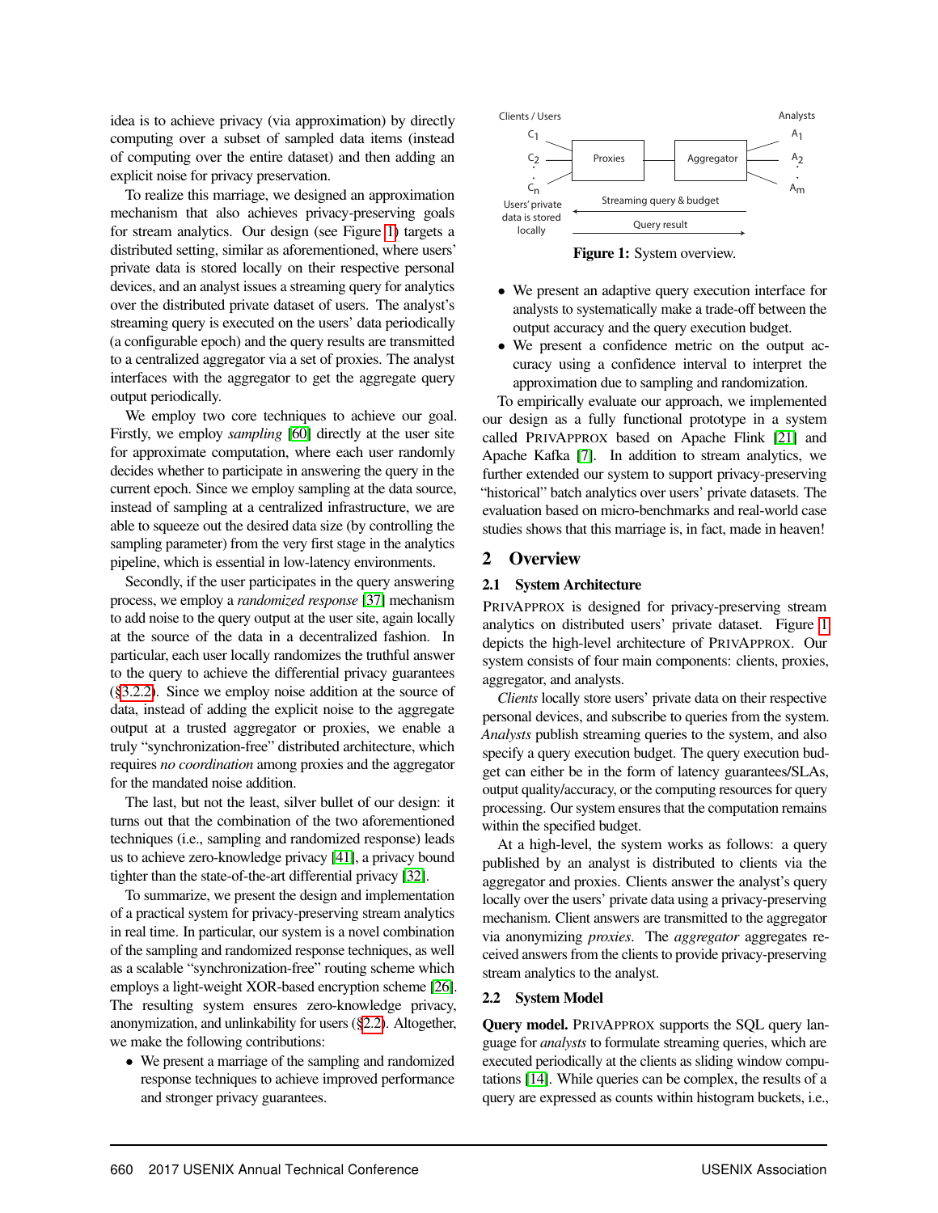idea is to achieve privacy (via approximation) by directly computing over a subset of sampled data items (instead of computing over the entire dataset) and then adding an explicit noise for privacy preservation.

To realize this marriage, we designed an approximation mechanism that also achieves privacy-preserving goals for stream analytics. Our design (see Figure 1) targets a distributed setting, similar as aforementioned, where users' private data is stored locally on their respective personal devices, and an analyst issues a streaming query for analytics over the distributed private dataset of users. The analyst's streaming query is executed on the users' data periodically (a configurable epoch) and the query results are transmitted to a centralized aggregator via a set of proxies. The analyst interfaces with the aggregator to get the aggregate query output periodically.

We employ two core techniques to achieve our goal. Firstly, we employ *sampling* [60] directly at the user site for approximate computation, where each user randomly decides whether to participate in answering the query in the current epoch. Since we employ sampling at the data source, instead of sampling at a centralized infrastructure, we are able to squeeze out the desired data size (by controlling the sampling parameter) from the very first stage in the analytics pipeline, which is essential in low-latency environments.

Secondly, if the user participates in the query answering process, we employ a *randomized response* [37] mechanism to add noise to the query output at the user site, again locally at the source of the data in a decentralized fashion. In particular, each user locally randomizes the truthful answer to the query to achieve the differential privacy guarantees (§3.2.2). Since we employ noise addition at the source of data, instead of adding the explicit noise to the aggregate output at a trusted aggregator or proxies, we enable a truly "synchronization-free" distributed architecture, which requires *no coordination* among proxies and the aggregator for the mandated noise addition.

The last, but not the least, silver bullet of our design: it turns out that the combination of the two aforementioned techniques (i.e., sampling and randomized response) leads us to achieve zero-knowledge privacy [41], a privacy bound tighter than the state-of-the-art differential privacy [32].

To summarize, we present the design and implementation of a practical system for privacy-preserving stream analytics in real time. In particular, our system is a novel combination of the sampling and randomized response techniques, as well as a scalable "synchronization-free" routing scheme which employs a light-weight XOR-based encryption scheme [26]. The resulting system ensures zero-knowledge privacy, anonymization, and unlinkability for users (§2.2). Altogether, we make the following contributions:

- We present a marriage of the sampling and randomized response techniques to achieve improved performance and stronger privacy guarantees.
- We present an adaptive query execution interface for analysts to systematically make a trade-off between the output accuracy and the query execution budget.
- We present a confidence metric on the output accuracy using a confidence interval to interpret the approximation due to sampling and randomization.

**Figure 1:** System overview.

To empirically evaluate our approach, we implemented our design as a fully functional prototype in a system called PRIVAPPROX based on Apache Flink [21] and Apache Kafka [7]. In addition to stream analytics, we further extended our system to support privacy-preserving "historical" batch analytics over users' private datasets. The evaluation based on micro-benchmarks and real-world case studies shows that this marriage is, in fact, made in heaven!

## 2 Overview

### 2.1 System Architecture

PRIVAPPROX is designed for privacy-preserving stream analytics on distributed users' private dataset. Figure 1 depicts the high-level architecture of PRIVAPPROX. Our system consists of four main components: clients, proxies, aggregator, and analysts.

*Clients* locally store users' private data on their respective personal devices, and subscribe to queries from the system. *Analysts* publish streaming queries to the system, and also specify a query execution budget. The query execution budget can either be in the form of latency guarantees/SLAs, output quality/accuracy, or the computing resources for query processing. Our system ensures that the computation remains within the specified budget.

At a high-level, the system works as follows: a query published by an analyst is distributed to clients via the aggregator and proxies. Clients answer the analyst's query locally over the users' private data using a privacy-preserving mechanism. Client answers are transmitted to the aggregator via anonymizing *proxies*. The *aggregator* aggregates received answers from the clients to provide privacy-preserving stream analytics to the analyst.

### 2.2 System Model

**Query model.** PRIVAPPROX supports the SQL query language for *analysts* to formulate streaming queries, which are executed periodically at the clients as sliding window computations [14]. While queries can be complex, the results of a query are expressed as counts within histogram buckets, i.e.,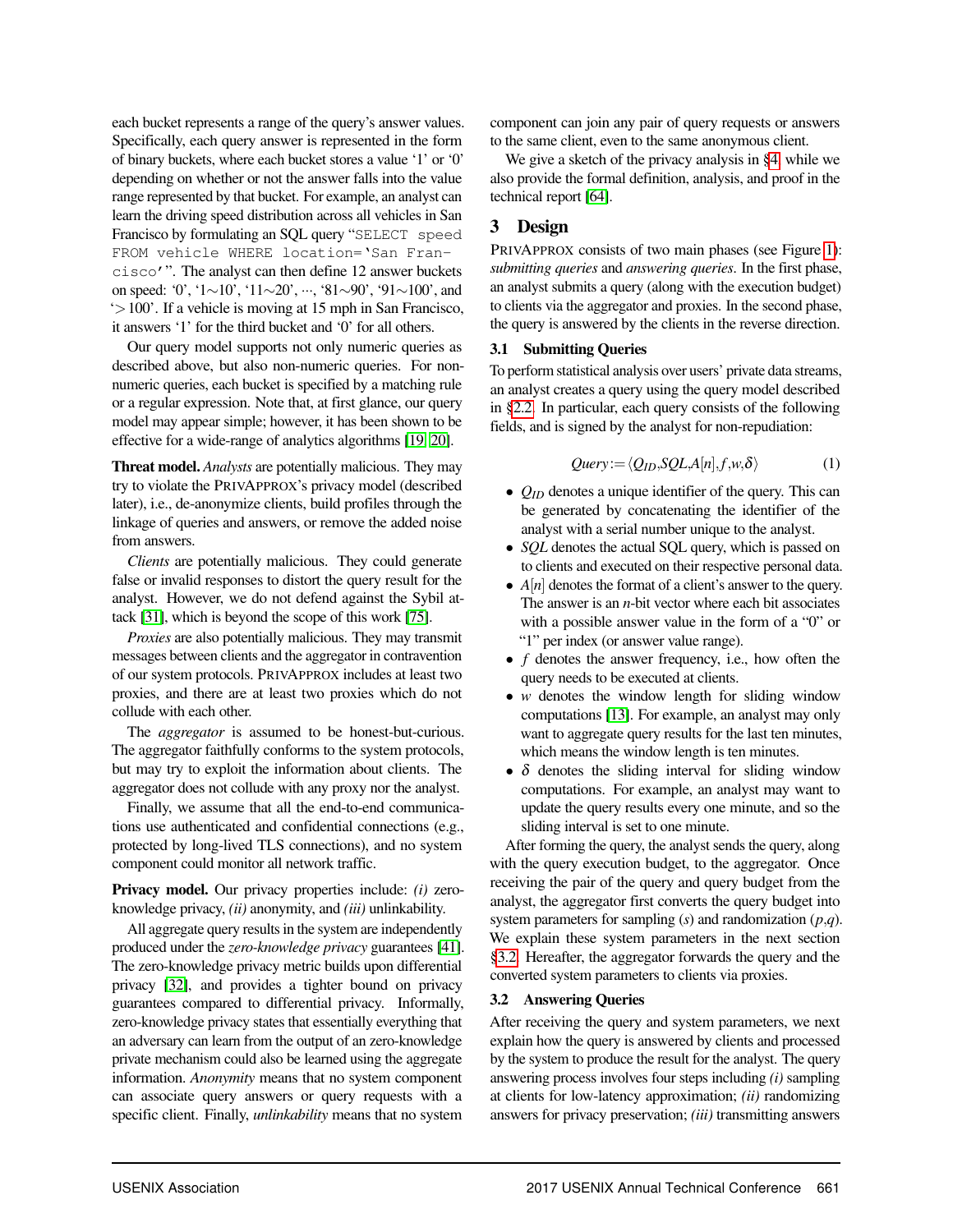each bucket represents a range of the query's answer values. Specifically, each query answer is represented in the form of binary buckets, where each bucket stores a value '1' or '0' depending on whether or not the answer falls into the value range represented by that bucket. For example, an analyst can learn the driving speed distribution across all vehicles in San Francisco by formulating an SQL query "`SELECT speed FROM vehicle WHERE location='San Francisco'`". The analyst can then define 12 answer buckets on speed: '0', '1∼10', '11∼20', ···, '81∼90', '91∼100', and '>100'. If a vehicle is moving at 15 mph in San Francisco, it answers '1' for the third bucket and '0' for all others.

Our query model supports not only numeric queries as described above, but also non-numeric queries. For non-numeric queries, each bucket is specified by a matching rule or a regular expression. Note that, at first glance, our query model may appear simple; however, it has been shown to be effective for a wide-range of analytics algorithms [19, 20].

**Threat model.** *Analysts* are potentially malicious. They may try to violate the PRIVAPPROX's privacy model (described later), i.e., de-anonymize clients, build profiles through the linkage of queries and answers, or remove the added noise from answers.

*Clients* are potentially malicious. They could generate false or invalid responses to distort the query result for the analyst. However, we do not defend against the Sybil attack [31], which is beyond the scope of this work [75].

*Proxies* are also potentially malicious. They may transmit messages between clients and the aggregator in contravention of our system protocols. PRIVAPPROX includes at least two proxies, and there are at least two proxies which do not collude with each other.

The *aggregator* is assumed to be honest-but-curious. The aggregator faithfully conforms to the system protocols, but may try to exploit the information about clients. The aggregator does not collude with any proxy nor the analyst.

Finally, we assume that all the end-to-end communications use authenticated and confidential connections (e.g., protected by long-lived TLS connections), and no system component could monitor all network traffic.

**Privacy model.** Our privacy properties include: *(i)* zero-knowledge privacy, *(ii)* anonymity, and *(iii)* unlinkability.

All aggregate query results in the system are independently produced under the *zero-knowledge privacy* guarantees [41]. The zero-knowledge privacy metric builds upon differential privacy [32], and provides a tighter bound on privacy guarantees compared to differential privacy. Informally, zero-knowledge privacy states that essentially everything that an adversary can learn from the output of an zero-knowledge private mechanism could also be learned using the aggregate information. *Anonymity* means that no system component can associate query answers or query requests with a specific client. Finally, *unlinkability* means that no system component can join any pair of query requests or answers to the same client, even to the same anonymous client.

We give a sketch of the privacy analysis in §4, while we also provide the formal definition, analysis, and proof in the technical report [64].

## 3 Design

PRIVAPPROX consists of two main phases (see Figure 1): *submitting queries* and *answering queries*. In the first phase, an analyst submits a query (along with the execution budget) to clients via the aggregator and proxies. In the second phase, the query is answered by the clients in the reverse direction.

### 3.1 Submitting Queries

To perform statistical analysis over users' private data streams, an analyst creates a query using the query model described in §2.2. In particular, each query consists of the following fields, and is signed by the analyst for non-repudiation:

$$Query := \langle Q_{ID}, SQL, A[n], f, w, \delta \rangle \tag{1}$$

- $Q_{ID}$ denotes a unique identifier of the query. This can be generated by concatenating the identifier of the analyst with a serial number unique to the analyst.
- *SQL* denotes the actual SQL query, which is passed on to clients and executed on their respective personal data.
- $A[n]$ denotes the format of a client's answer to the query. The answer is an $n$-bit vector where each bit associates with a possible answer value in the form of a "0" or "1" per index (or answer value range).
- $f$ denotes the answer frequency, i.e., how often the query needs to be executed at clients.
- $w$ denotes the window length for sliding window computations [13]. For example, an analyst may only want to aggregate query results for the last ten minutes, which means the window length is ten minutes.
- $\delta$ denotes the sliding interval for sliding window computations. For example, an analyst may want to update the query results every one minute, and so the sliding interval is set to one minute.

After forming the query, the analyst sends the query, along with the query execution budget, to the aggregator. Once receiving the pair of the query and query budget from the analyst, the aggregator first converts the query budget into system parameters for sampling ($s$) and randomization ($p$,$q$). We explain these system parameters in the next section §3.2. Hereafter, the aggregator forwards the query and the converted system parameters to clients via proxies.

### 3.2 Answering Queries

After receiving the query and system parameters, we next explain how the query is answered by clients and processed by the system to produce the result for the analyst. The query answering process involves four steps including *(i)* sampling at clients for low-latency approximation; *(ii)* randomizing answers for privacy preservation; *(iii)* transmitting answers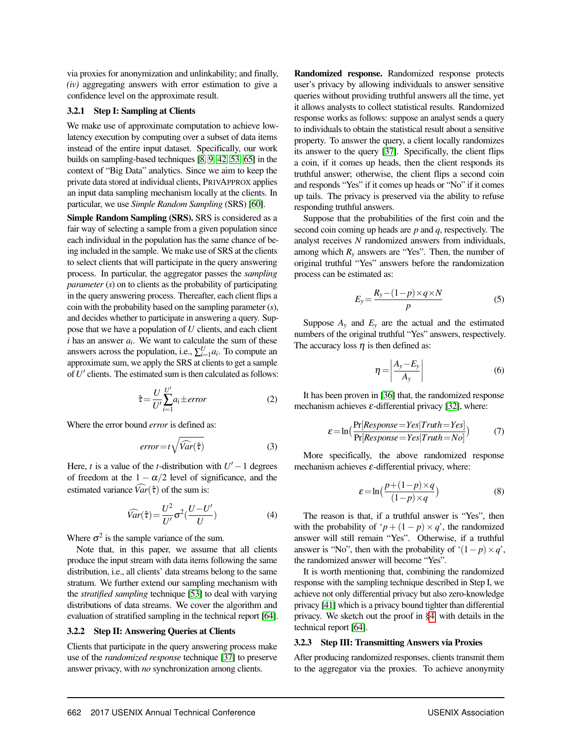via proxies for anonymization and unlinkability; and finally, *(iv)* aggregating answers with error estimation to give a confidence level on the approximate result.

#### 3.2.1 Step I: Sampling at Clients

We make use of approximate computation to achieve low-latency execution by computing over a subset of data items instead of the entire input dataset. Specifically, our work builds on sampling-based techniques [8, 9, 42, 53, 65] in the context of "Big Data" analytics. Since we aim to keep the private data stored at individual clients, PRIVAPPROX applies an input data sampling mechanism locally at the clients. In particular, we use *Simple Random Sampling* (SRS) [60].

**Simple Random Sampling (SRS).** SRS is considered as a fair way of selecting a sample from a given population since each individual in the population has the same chance of being included in the sample. We make use of SRS at the clients to select clients that will participate in the query answering process. In particular, the aggregator passes the *sampling parameter* ($s$) on to clients as the probability of participating in the query answering process. Thereafter, each client flips a coin with the probability based on the sampling parameter ($s$), and decides whether to participate in answering a query. Suppose that we have a population of $U$ clients, and each client $i$ has an answer $a_i$. We want to calculate the sum of these answers across the population, i.e., $\sum_{i=1}^{U} a_i$. To compute an approximate sum, we apply the SRS at clients to get a sample of $U'$ clients. The estimated sum is then calculated as follows:

$$\hat{\tau} = \frac{U}{U'}\sum_{i=1}^{U'} a_i \pm error \tag{2}$$

Where the error bound *error* is defined as:

$$error = t\sqrt{\widehat{Var}(\hat{\tau})} \tag{3}$$

Here, $t$ is a value of the $t$-distribution with $U'-1$ degrees of freedom at the $1-\alpha/2$ level of significance, and the estimated variance $\widehat{Var}(\hat{\tau})$ of the sum is:

$$\widehat{Var}(\hat{\tau}) = \frac{U^2}{U'}\sigma^2\left(\frac{U-U'}{U}\right) \tag{4}$$

Where $\sigma^2$ is the sample variance of the sum.

Note that, in this paper, we assume that all clients produce the input stream with data items following the same distribution, i.e., all clients' data streams belong to the same stratum. We further extend our sampling mechanism with the *stratified sampling* technique [53] to deal with varying distributions of data streams. We cover the algorithm and evaluation of stratified sampling in the technical report [64].

#### 3.2.2 Step II: Answering Queries at Clients

Clients that participate in the query answering process make use of the *randomized response* technique [37] to preserve answer privacy, with *no* synchronization among clients.

**Randomized response.** Randomized response protects user's privacy by allowing individuals to answer sensitive queries without providing truthful answers all the time, yet it allows analysts to collect statistical results. Randomized response works as follows: suppose an analyst sends a query to individuals to obtain the statistical result about a sensitive property. To answer the query, a client locally randomizes its answer to the query [37]. Specifically, the client flips a coin, if it comes up heads, then the client responds its truthful answer; otherwise, the client flips a second coin and responds "Yes" if it comes up heads or "No" if it comes up tails. The privacy is preserved via the ability to refuse responding truthful answers.

Suppose that the probabilities of the first coin and the second coin coming up heads are $p$ and $q$, respectively. The analyst receives $N$ randomized answers from individuals, among which $R_y$ answers are "Yes". Then, the number of original truthful "Yes" answers before the randomization process can be estimated as:

$$E_y = \frac{R_y - (1-p)\times q \times N}{p} \tag{5}$$

Suppose $A_y$ and $E_y$ are the actual and the estimated numbers of the original truthful "Yes" answers, respectively. The accuracy loss $\eta$ is then defined as:

$$\eta = \left|\frac{A_y - E_y}{A_y}\right| \tag{6}$$

It has been proven in [36] that, the randomized response mechanism achieves $\varepsilon$-differential privacy [32], where:

$$\varepsilon = \ln\left(\frac{\Pr[Response=Yes|Truth=Yes]}{\Pr[Response=Yes|Truth=No]}\right) \tag{7}$$

More specifically, the above randomized response mechanism achieves $\varepsilon$-differential privacy, where:

$$\varepsilon = \ln\left(\frac{p+(1-p)\times q}{(1-p)\times q}\right) \tag{8}$$

The reason is that, if a truthful answer is "Yes", then with the probability of '$p+(1-p)\times q$', the randomized answer will still remain "Yes". Otherwise, if a truthful answer is "No", then with the probability of '$(1-p)\times q$', the randomized answer will become "Yes".

It is worth mentioning that, combining the randomized response with the sampling technique described in Step I, we achieve not only differential privacy but also zero-knowledge privacy [41] which is a privacy bound tighter than differential privacy. We sketch out the proof in §4 with details in the technical report [64].

#### 3.2.3 Step III: Transmitting Answers via Proxies

After producing randomized responses, clients transmit them to the aggregator via the proxies. To achieve anonymity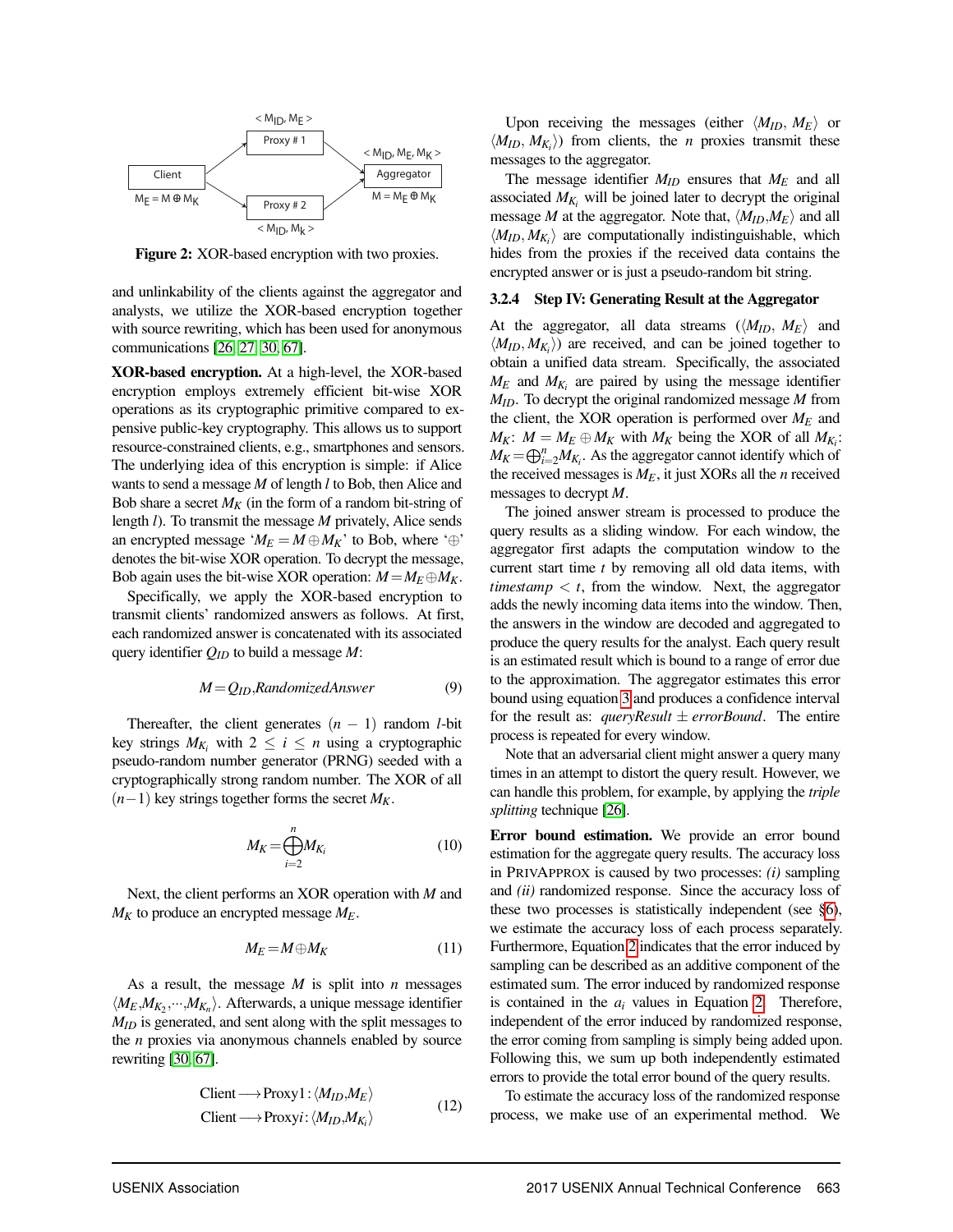Figure 2: XOR-based encryption with two proxies.

and unlinkability of the clients against the aggregator and analysts, we utilize the XOR-based encryption together with source rewriting, which has been used for anonymous communications [26, 27, 30, 67].

**XOR-based encryption.** At a high-level, the XOR-based encryption employs extremely efficient bit-wise XOR operations as its cryptographic primitive compared to expensive public-key cryptography. This allows us to support resource-constrained clients, e.g., smartphones and sensors. The underlying idea of this encryption is simple: if Alice wants to send a message $M$ of length $l$ to Bob, then Alice and Bob share a secret $M_K$ (in the form of a random bit-string of length $l$). To transmit the message $M$ privately, Alice sends an encrypted message '$M_E = M \oplus M_K$' to Bob, where '$\oplus$' denotes the bit-wise XOR operation. To decrypt the message, Bob again uses the bit-wise XOR operation: $M = M_E \oplus M_K$.

Specifically, we apply the XOR-based encryption to transmit clients' randomized answers as follows. At first, each randomized answer is concatenated with its associated query identifier $Q_{ID}$ to build a message $M$:

$$M = Q_{ID}, RandomizedAnswer \tag{9}$$

Thereafter, the client generates $(n-1)$ random $l$-bit key strings $M_{K_i}$ with $2 \leq i \leq n$ using a cryptographic pseudo-random number generator (PRNG) seeded with a cryptographically strong random number. The XOR of all $(n-1)$ key strings together forms the secret $M_K$.

$$M_K = \bigoplus_{i=2}^{n} M_{K_i} \tag{10}$$

Next, the client performs an XOR operation with $M$ and $M_K$ to produce an encrypted message $M_E$.

$$M_E = M \oplus M_K \tag{11}$$

As a result, the message $M$ is split into $n$ messages $\langle M_E, M_{K_2}, \cdots, M_{K_n} \rangle$. Afterwards, a unique message identifier $M_{ID}$ is generated, and sent along with the split messages to the $n$ proxies via anonymous channels enabled by source rewriting [30, 67].

$$\begin{aligned} \text{Client} &\longrightarrow \text{Proxy1} : \langle M_{ID}, M_E \rangle \\ \text{Client} &\longrightarrow \text{Proxy}i : \langle M_{ID}, M_{K_i} \rangle \end{aligned} \tag{12}$$

Upon receiving the messages (either $\langle M_{ID}, M_E \rangle$ or $\langle M_{ID}, M_{K_i} \rangle$) from clients, the $n$ proxies transmit these messages to the aggregator.

The message identifier $M_{ID}$ ensures that $M_E$ and all associated $M_{K_i}$ will be joined later to decrypt the original message $M$ at the aggregator. Note that, $\langle M_{ID}, M_E \rangle$ and all $\langle M_{ID}, M_{K_i} \rangle$ are computationally indistinguishable, which hides from the proxies if the received data contains the encrypted answer or is just a pseudo-random bit string.

#### 3.2.4 Step IV: Generating Result at the Aggregator

At the aggregator, all data streams ($\langle M_{ID}, M_E \rangle$ and $\langle M_{ID}, M_{K_i} \rangle$) are received, and can be joined together to obtain a unified data stream. Specifically, the associated $M_E$ and $M_{K_i}$ are paired by using the message identifier $M_{ID}$. To decrypt the original randomized message $M$ from the client, the XOR operation is performed over $M_E$ and $M_K$: $M = M_E \oplus M_K$ with $M_K$ being the XOR of all $M_{K_i}$: $M_K = \bigoplus_{i=2}^{n} M_{K_i}$. As the aggregator cannot identify which of the received messages is $M_E$, it just XORs all the $n$ received messages to decrypt $M$.

The joined answer stream is processed to produce the query results as a sliding window. For each window, the aggregator first adapts the computation window to the current start time $t$ by removing all old data items, with *timestamp* $< t$, from the window. Next, the aggregator adds the newly incoming data items into the window. Then, the answers in the window are decoded and aggregated to produce the query results for the analyst. Each query result is an estimated result which is bound to a range of error due to the approximation. The aggregator estimates this error bound using equation 3 and produces a confidence interval for the result as: *queryResult* $\pm$ *errorBound*. The entire process is repeated for every window.

Note that an adversarial client might answer a query many times in an attempt to distort the query result. However, we can handle this problem, for example, by applying the *triple splitting* technique [26].

**Error bound estimation.** We provide an error bound estimation for the aggregate query results. The accuracy loss in PRIVAPPROX is caused by two processes: *(i)* sampling and *(ii)* randomized response. Since the accuracy loss of these two processes is statistically independent (see §6), we estimate the accuracy loss of each process separately. Furthermore, Equation 2 indicates that the error induced by sampling can be described as an additive component of the estimated sum. The error induced by randomized response is contained in the $a_i$ values in Equation 2. Therefore, independent of the error induced by randomized response, the error coming from sampling is simply being added upon. Following this, we sum up both independently estimated errors to provide the total error bound of the query results.

To estimate the accuracy loss of the randomized response process, we make use of an experimental method. We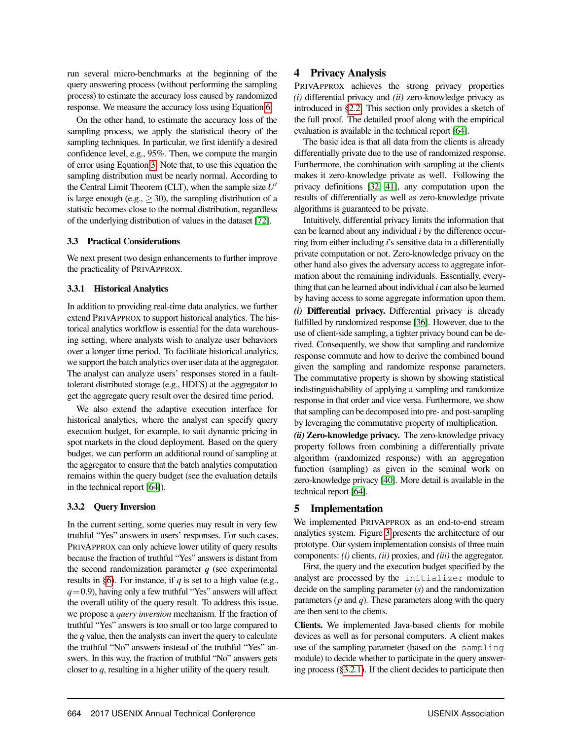run several micro-benchmarks at the beginning of the query answering process (without performing the sampling process) to estimate the accuracy loss caused by randomized response. We measure the accuracy loss using Equation 6.

On the other hand, to estimate the accuracy loss of the sampling process, we apply the statistical theory of the sampling techniques. In particular, we first identify a desired confidence level, e.g., 95%. Then, we compute the margin of error using Equation 3. Note that, to use this equation the sampling distribution must be nearly normal. According to the Central Limit Theorem (CLT), when the sample size $U'$ is large enough (e.g., $\geq 30$), the sampling distribution of a statistic becomes close to the normal distribution, regardless of the underlying distribution of values in the dataset [72].

### 3.3 Practical Considerations

We next present two design enhancements to further improve the practicality of PRIVAPPROX.

#### 3.3.1 Historical Analytics

In addition to providing real-time data analytics, we further extend PRIVAPPROX to support historical analytics. The historical analytics workflow is essential for the data warehousing setting, where analysts wish to analyze user behaviors over a longer time period. To facilitate historical analytics, we support the batch analytics over user data at the aggregator. The analyst can analyze users' responses stored in a fault-tolerant distributed storage (e.g., HDFS) at the aggregator to get the aggregate query result over the desired time period.

We also extend the adaptive execution interface for historical analytics, where the analyst can specify query execution budget, for example, to suit dynamic pricing in spot markets in the cloud deployment. Based on the query budget, we can perform an additional round of sampling at the aggregator to ensure that the batch analytics computation remains within the query budget (see the evaluation details in the technical report [64]).

#### 3.3.2 Query Inversion

In the current setting, some queries may result in very few truthful "Yes" answers in users' responses. For such cases, PRIVAPPROX can only achieve lower utility of query results because the fraction of truthful "Yes" answers is distant from the second randomization parameter $q$ (see experimental results in §6). For instance, if $q$ is set to a high value (e.g., $q = 0.9$), having only a few truthful "Yes" answers will affect the overall utility of the query result. To address this issue, we propose a *query inversion* mechanism. If the fraction of truthful "Yes" answers is too small or too large compared to the $q$ value, then the analysts can invert the query to calculate the truthful "No" answers instead of the truthful "Yes" answers. In this way, the fraction of truthful "No" answers gets closer to $q$, resulting in a higher utility of the query result.

## 4 Privacy Analysis

PRIVAPPROX achieves the strong privacy properties *(i)* differential privacy and *(ii)* zero-knowledge privacy as introduced in §2.2. This section only provides a sketch of the full proof. The detailed proof along with the empirical evaluation is available in the technical report [64].

The basic idea is that all data from the clients is already differentially private due to the use of randomized response. Furthermore, the combination with sampling at the clients makes it zero-knowledge private as well. Following the privacy definitions [32, 41], any computation upon the results of differentially as well as zero-knowledge private algorithms is guaranteed to be private.

Intuitively, differential privacy limits the information that can be learned about any individual $i$ by the difference occurring from either including $i$'s sensitive data in a differentially private computation or not. Zero-knowledge privacy on the other hand also gives the adversary access to aggregate information about the remaining individuals. Essentially, everything that can be learned about individual $i$ can also be learned by having access to some aggregate information upon them.

***(i)* Differential privacy.** Differential privacy is already fulfilled by randomized response [36]. However, due to the use of client-side sampling, a tighter privacy bound can be derived. Consequently, we show that sampling and randomize response commute and how to derive the combined bound given the sampling and randomize response parameters. The commutative property is shown by showing statistical indistinguishability of applying a sampling and randomize response in that order and vice versa. Furthermore, we show that sampling can be decomposed into pre- and post-sampling by leveraging the commutative property of multiplication.

***(ii)* Zero-knowledge privacy.** The zero-knowledge privacy property follows from combining a differentially private algorithm (randomized response) with an aggregation function (sampling) as given in the seminal work on zero-knowledge privacy [40]. More detail is available in the technical report [64].

## 5 Implementation

We implemented PRIVAPPROX as an end-to-end stream analytics system. Figure 3 presents the architecture of our prototype. Our system implementation consists of three main components: *(i)* clients, *(ii)* proxies, and *(iii)* the aggregator.

First, the query and the execution budget specified by the analyst are processed by the `initializer` module to decide on the sampling parameter ($s$) and the randomization parameters ($p$ and $q$). These parameters along with the query are then sent to the clients.

**Clients.** We implemented Java-based clients for mobile devices as well as for personal computers. A client makes use of the sampling parameter (based on the `sampling` module) to decide whether to participate in the query answering process (§3.2.1). If the client decides to participate then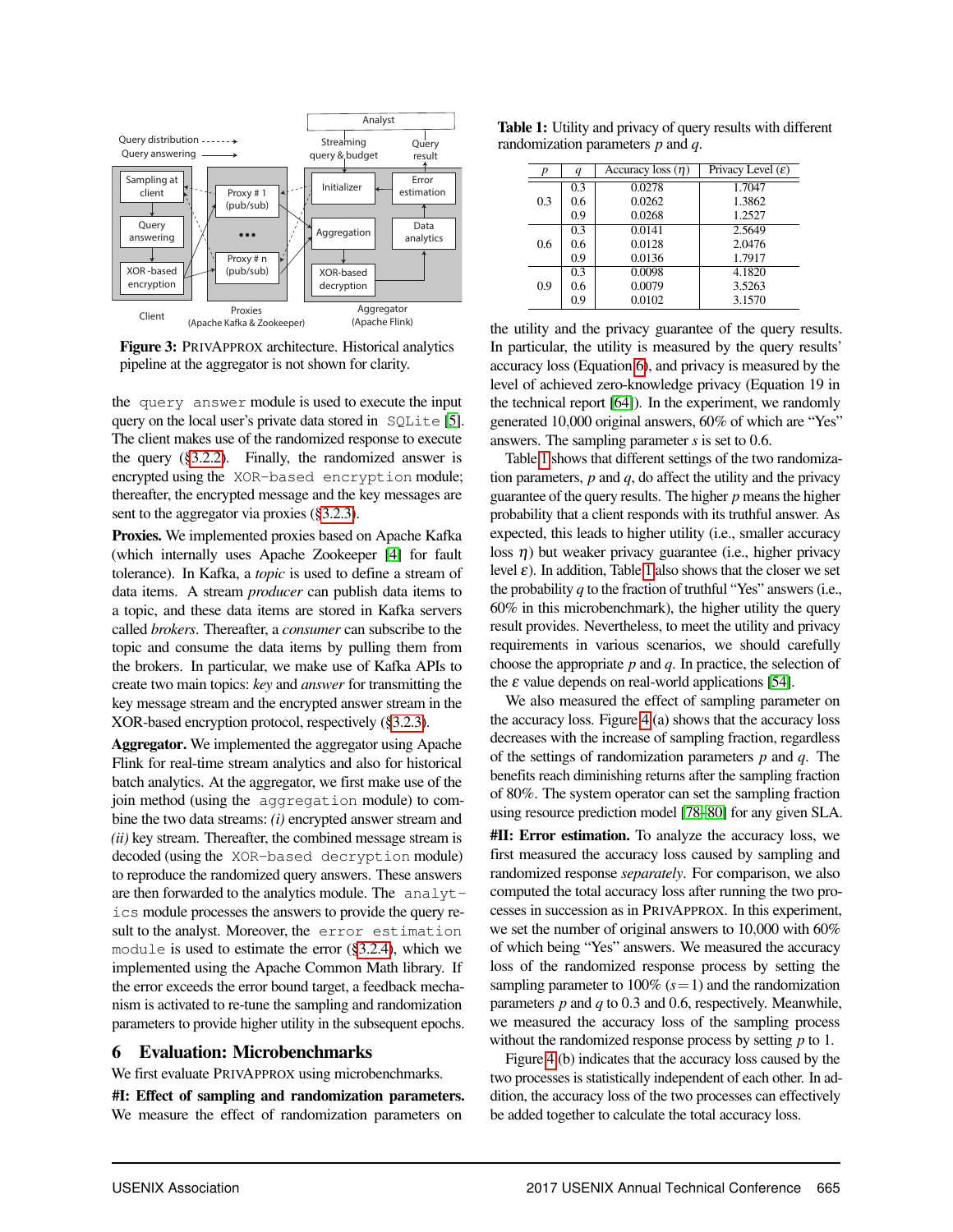Figure 3: PRIVAPPROX architecture. Historical analytics pipeline at the aggregator is not shown for clarity.

the query answer module is used to execute the input query on the local user's private data stored in SQLite [5]. The client makes use of the randomized response to execute the query (§3.2.2). Finally, the randomized answer is encrypted using the XOR-based encryption module; thereafter, the encrypted message and the key messages are sent to the aggregator via proxies (§3.2.3).

**Proxies.** We implemented proxies based on Apache Kafka (which internally uses Apache Zookeeper [4] for fault tolerance). In Kafka, a *topic* is used to define a stream of data items. A stream *producer* can publish data items to a topic, and these data items are stored in Kafka servers called *brokers*. Thereafter, a *consumer* can subscribe to the topic and consume the data items by pulling them from the brokers. In particular, we make use of Kafka APIs to create two main topics: *key* and *answer* for transmitting the key message stream and the encrypted answer stream in the XOR-based encryption protocol, respectively (§3.2.3).

**Aggregator.** We implemented the aggregator using Apache Flink for real-time stream analytics and also for historical batch analytics. At the aggregator, we first make use of the join method (using the aggregation module) to combine the two data streams: *(i)* encrypted answer stream and *(ii)* key stream. Thereafter, the combined message stream is decoded (using the XOR-based decryption module) to reproduce the randomized query answers. These answers are then forwarded to the analytics module. The analytics module processes the answers to provide the query result to the analyst. Moreover, the error estimation module is used to estimate the error (§3.2.4), which we implemented using the Apache Common Math library. If the error exceeds the error bound target, a feedback mechanism is activated to re-tune the sampling and randomization parameters to provide higher utility in the subsequent epochs.

## 6 Evaluation: Microbenchmarks

We first evaluate PRIVAPPROX using microbenchmarks.

**#I: Effect of sampling and randomization parameters.** We measure the effect of randomization parameters on the utility and the privacy guarantee of the query results. In particular, the utility is measured by the query results' accuracy loss (Equation 6), and privacy is measured by the level of achieved zero-knowledge privacy (Equation 19 in the technical report [64]). In the experiment, we randomly generated 10,000 original answers, 60% of which are "Yes" answers. The sampling parameter $s$ is set to 0.6.

**Table 1:** Utility and privacy of query results with different randomization parameters $p$ and $q$.

| $p$ | $q$ | Accuracy loss ($\eta$) | Privacy Level ($\varepsilon$) |
|---|---|---|---|
| 0.3 | 0.3 | 0.0278 | 1.7047 |
| | 0.6 | 0.0262 | 1.3862 |
| | 0.9 | 0.0268 | 1.2527 |
| 0.6 | 0.3 | 0.0141 | 2.5649 |
| | 0.6 | 0.0128 | 2.0476 |
| | 0.9 | 0.0136 | 1.7917 |
| 0.9 | 0.3 | 0.0098 | 4.1820 |
| | 0.6 | 0.0079 | 3.5263 |
| | 0.9 | 0.0102 | 3.1570 |

Table 1 shows that different settings of the two randomization parameters, $p$ and $q$, do affect the utility and the privacy guarantee of the query results. The higher $p$ means the higher probability that a client responds with its truthful answer. As expected, this leads to higher utility (i.e., smaller accuracy loss $\eta$) but weaker privacy guarantee (i.e., higher privacy level $\varepsilon$). In addition, Table 1 also shows that the closer we set the probability $q$ to the fraction of truthful "Yes" answers (i.e., 60% in this microbenchmark), the higher utility the query result provides. Nevertheless, to meet the utility and privacy requirements in various scenarios, we should carefully choose the appropriate $p$ and $q$. In practice, the selection of the $\varepsilon$ value depends on real-world applications [54].

We also measured the effect of sampling parameter on the accuracy loss. Figure 4 (a) shows that the accuracy loss decreases with the increase of sampling fraction, regardless of the settings of randomization parameters $p$ and $q$. The benefits reach diminishing returns after the sampling fraction of 80%. The system operator can set the sampling fraction using resource prediction model [78–80] for any given SLA.

**#II: Error estimation.** To analyze the accuracy loss, we first measured the accuracy loss caused by sampling and randomized response *separately*. For comparison, we also computed the total accuracy loss after running the two processes in succession as in PRIVAPPROX. In this experiment, we set the number of original answers to 10,000 with 60% of which being "Yes" answers. We measured the accuracy loss of the randomized response process by setting the sampling parameter to 100% ($s = 1$) and the randomization parameters $p$ and $q$ to 0.3 and 0.6, respectively. Meanwhile, we measured the accuracy loss of the sampling process without the randomized response process by setting $p$ to 1.

Figure 4 (b) indicates that the accuracy loss caused by the two processes is statistically independent of each other. In addition, the accuracy loss of the two processes can effectively be added together to calculate the total accuracy loss.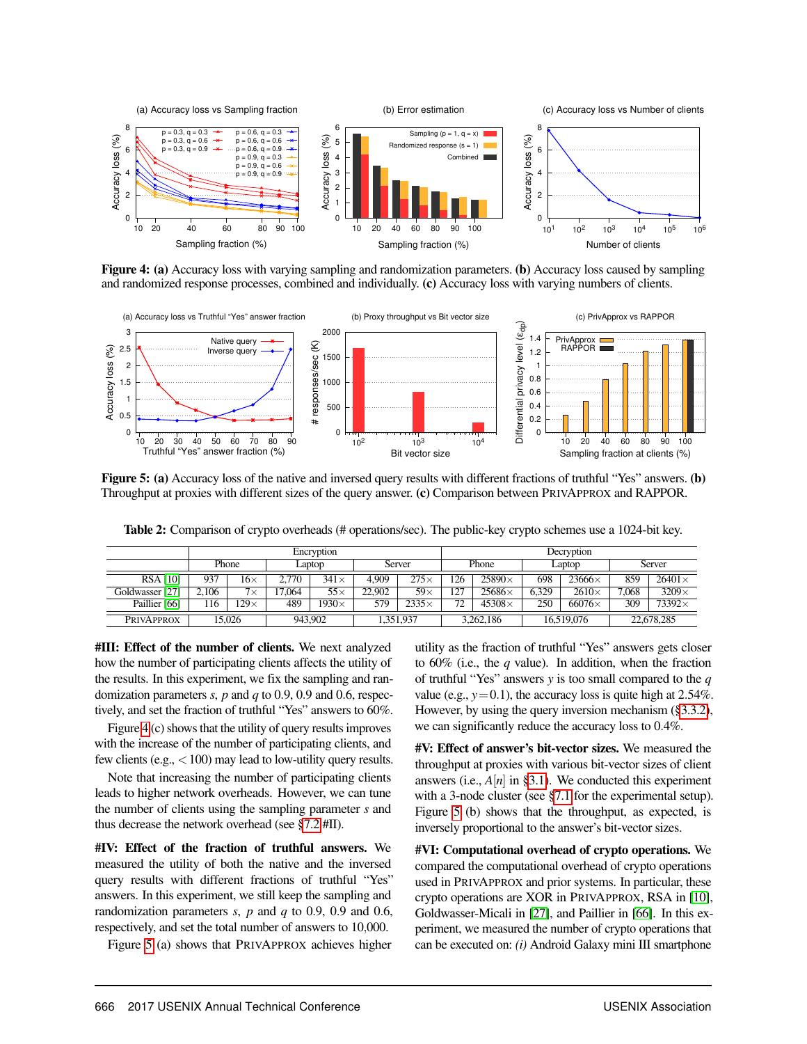**Figure 4:** **(a)** Accuracy loss with varying sampling and randomization parameters. **(b)** Accuracy loss caused by sampling and randomized response processes, combined and individually. **(c)** Accuracy loss with varying numbers of clients.

**Figure 5:** **(a)** Accuracy loss of the native and inversed query results with different fractions of truthful "Yes" answers. **(b)** Throughput at proxies with different sizes of the query answer. **(c)** Comparison between PRIVAPPROX and RAPPOR.

**Table 2:** Comparison of crypto overheads (# operations/sec). The public-key crypto schemes use a 1024-bit key.

| | Encryption | | | | | | Decryption | | | | | |
|---|---|---|---|---|---|---|---|---|---|---|---|---|
| | Phone | | Laptop | | Server | | Phone | | Laptop | | Server | |
| RSA [10] | 937 | 16× | 2,770 | 341× | 4,909 | 275× | 126 | 25890× | 698 | 23666× | 859 | 26401× |
| Goldwasser [27] | 2,106 | 7× | 17,064 | 55× | 22,902 | 59× | 127 | 25686× | 6,329 | 2610× | 7,068 | 3209× |
| Paillier [66] | 116 | 129× | 489 | 1930× | 579 | 2335× | 72 | 45308× | 250 | 66076× | 309 | 73392× |
| PRIVAPPROX | 15,026 | | 943,902 | | 1,351,937 | | 3,262,186 | | 16,519,076 | | 22,678,285 | |

**#III: Effect of the number of clients.** We next analyzed how the number of participating clients affects the utility of the results. In this experiment, we fix the sampling and randomization parameters $s$, $p$ and $q$ to 0.9, 0.9 and 0.6, respectively, and set the fraction of truthful "Yes" answers to 60%.

Figure 4 (c) shows that the utility of query results improves with the increase of the number of participating clients, and few clients (e.g., $<100$) may lead to low-utility query results.

Note that increasing the number of participating clients leads to higher network overheads. However, we can tune the number of clients using the sampling parameter $s$ and thus decrease the network overhead (see §7.2 #II).

**#IV: Effect of the fraction of truthful answers.** We measured the utility of both the native and the inversed query results with different fractions of truthful "Yes" answers. In this experiment, we still keep the sampling and randomization parameters $s$, $p$ and $q$ to 0.9, 0.9 and 0.6, respectively, and set the total number of answers to 10,000.

Figure 5 (a) shows that PRIVAPPROX achieves higher utility as the fraction of truthful "Yes" answers gets closer to 60% (i.e., the $q$ value). In addition, when the fraction of truthful "Yes" answers $y$ is too small compared to the $q$ value (e.g., $y = 0.1$), the accuracy loss is quite high at 2.54%. However, by using the query inversion mechanism (§3.3.2), we can significantly reduce the accuracy loss to 0.4%.

**#V: Effect of answer's bit-vector sizes.** We measured the throughput at proxies with various bit-vector sizes of client answers (i.e., $A[n]$ in §3.1). We conducted this experiment with a 3-node cluster (see §7.1 for the experimental setup). Figure 5 (b) shows that the throughput, as expected, is inversely proportional to the answer's bit-vector sizes.

**#VI: Computational overhead of crypto operations.** We compared the computational overhead of crypto operations used in PRIVAPPROX and prior systems. In particular, these crypto operations are XOR in PRIVAPPROX, RSA in [10], Goldwasser-Micali in [27], and Paillier in [66]. In this experiment, we measured the number of crypto operations that can be executed on: *(i)* Android Galaxy mini III smartphone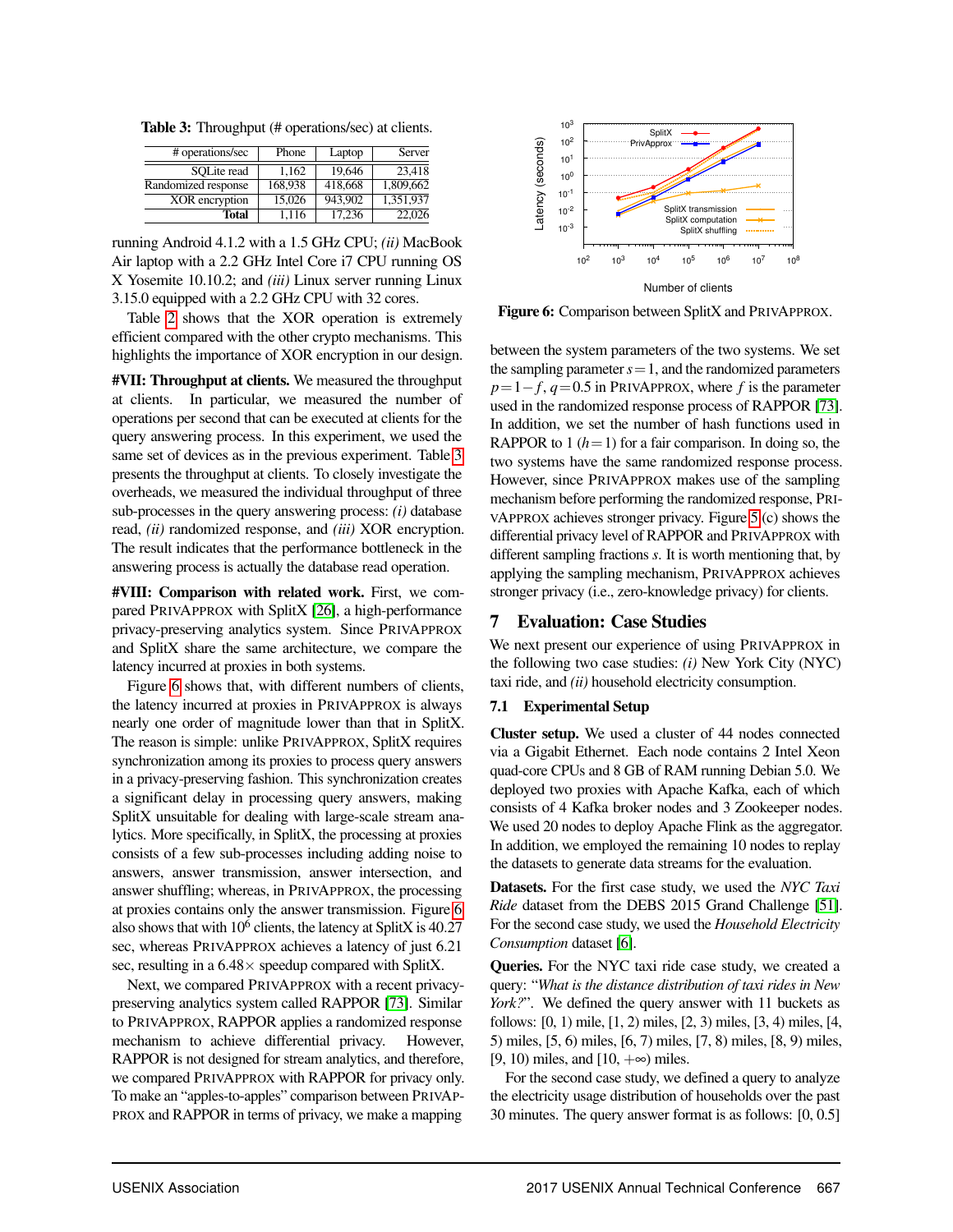Table 3: Throughput (# operations/sec) at clients.

| # operations/sec | Phone | Laptop | Server |
|---|---|---|---|
| SQLite read | 1,162 | 19,646 | 23,418 |
| Randomized response | 168,938 | 418,668 | 1,809,662 |
| XOR encryption | 15,026 | 943,902 | 1,351,937 |
| **Total** | 1,116 | 17,236 | 22,026 |

running Android 4.1.2 with a 1.5 GHz CPU; *(ii)* MacBook Air laptop with a 2.2 GHz Intel Core i7 CPU running OS X Yosemite 10.10.2; and *(iii)* Linux server running Linux 3.15.0 equipped with a 2.2 GHz CPU with 32 cores.

Table 2 shows that the XOR operation is extremely efficient compared with the other crypto mechanisms. This highlights the importance of XOR encryption in our design.

**#VII: Throughput at clients.** We measured the throughput at clients. In particular, we measured the number of operations per second that can be executed at clients for the query answering process. In this experiment, we used the same set of devices as in the previous experiment. Table 3 presents the throughput at clients. To closely investigate the overheads, we measured the individual throughput of three sub-processes in the query answering process: *(i)* database read, *(ii)* randomized response, and *(iii)* XOR encryption. The result indicates that the performance bottleneck in the answering process is actually the database read operation.

**#VIII: Comparison with related work.** First, we compared PRIVAPPROX with SplitX [26], a high-performance privacy-preserving analytics system. Since PRIVAPPROX and SplitX share the same architecture, we compare the latency incurred at proxies in both systems.

Figure 6 shows that, with different numbers of clients, the latency incurred at proxies in PRIVAPPROX is always nearly one order of magnitude lower than that in SplitX. The reason is simple: unlike PRIVAPPROX, SplitX requires synchronization among its proxies to process query answers in a privacy-preserving fashion. This synchronization creates a significant delay in processing query answers, making SplitX unsuitable for dealing with large-scale stream analytics. More specifically, in SplitX, the processing at proxies consists of a few sub-processes including adding noise to answers, answer transmission, answer intersection, and answer shuffling; whereas, in PRIVAPPROX, the processing at proxies contains only the answer transmission. Figure 6 also shows that with $10^6$ clients, the latency at SplitX is 40.27 sec, whereas PRIVAPPROX achieves a latency of just 6.21 sec, resulting in a 6.48× speedup compared with SplitX.

Next, we compared PRIVAPPROX with a recent privacy-preserving analytics system called RAPPOR [73]. Similar to PRIVAPPROX, RAPPOR applies a randomized response mechanism to achieve differential privacy. However, RAPPOR is not designed for stream analytics, and therefore, we compared PRIVAPPROX with RAPPOR for privacy only. To make an "apples-to-apples" comparison between PRIVAPPROX and RAPPOR in terms of privacy, we make a mapping

Figure 6: Comparison between SplitX and PRIVAPPROX.

between the system parameters of the two systems. We set the sampling parameter $s = 1$, and the randomized parameters $p = 1 - f$, $q = 0.5$ in PRIVAPPROX, where $f$ is the parameter used in the randomized response process of RAPPOR [73]. In addition, we set the number of hash functions used in RAPPOR to 1 ($h = 1$) for a fair comparison. In doing so, the two systems have the same randomized response process. However, since PRIVAPPROX makes use of the sampling mechanism before performing the randomized response, PRIVAPPROX achieves stronger privacy. Figure 5 (c) shows the differential privacy level of RAPPOR and PRIVAPPROX with different sampling fractions $s$. It is worth mentioning that, by applying the sampling mechanism, PRIVAPPROX achieves stronger privacy (i.e., zero-knowledge privacy) for clients.

## 7 Evaluation: Case Studies

We next present our experience of using PRIVAPPROX in the following two case studies: *(i)* New York City (NYC) taxi ride, and *(ii)* household electricity consumption.

### 7.1 Experimental Setup

**Cluster setup.** We used a cluster of 44 nodes connected via a Gigabit Ethernet. Each node contains 2 Intel Xeon quad-core CPUs and 8 GB of RAM running Debian 5.0. We deployed two proxies with Apache Kafka, each of which consists of 4 Kafka broker nodes and 3 Zookeeper nodes. We used 20 nodes to deploy Apache Flink as the aggregator. In addition, we employed the remaining 10 nodes to replay the datasets to generate data streams for the evaluation.

**Datasets.** For the first case study, we used the *NYC Taxi Ride* dataset from the DEBS 2015 Grand Challenge [51]. For the second case study, we used the *Household Electricity Consumption* dataset [6].

**Queries.** For the NYC taxi ride case study, we created a query: "*What is the distance distribution of taxi rides in New York?*". We defined the query answer with 11 buckets as follows: [0, 1) mile, [1, 2) miles, [2, 3) miles, [3, 4) miles, [4, 5) miles, [5, 6) miles, [6, 7) miles, [7, 8) miles, [8, 9) miles, [9, 10) miles, and [10, $+\infty$) miles.

For the second case study, we defined a query to analyze the electricity usage distribution of households over the past 30 minutes. The query answer format is as follows: [0, 0.5]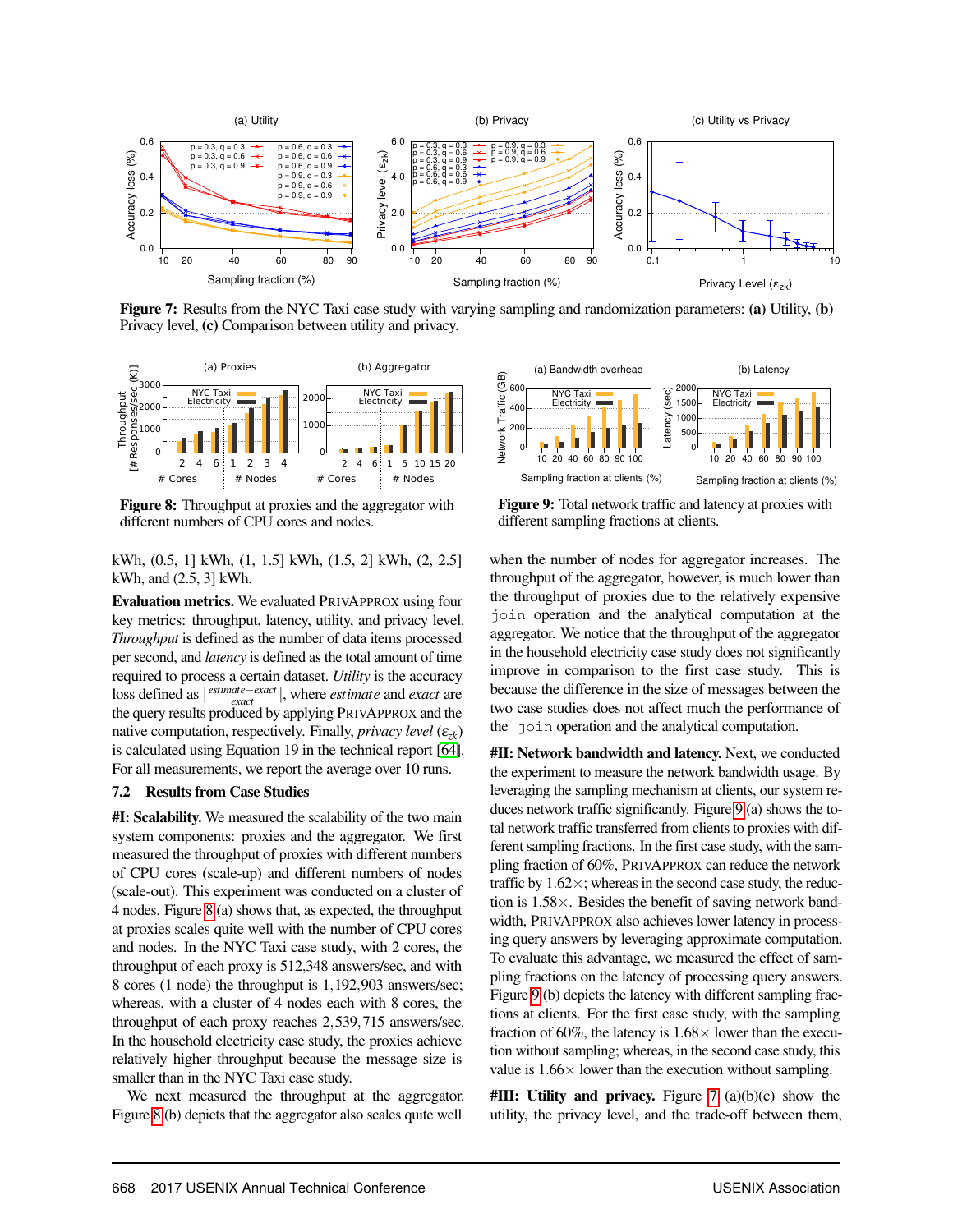**Figure 7:** Results from the NYC Taxi case study with varying sampling and randomization parameters: **(a)** Utility, **(b)** Privacy level, **(c)** Comparison between utility and privacy.

**Figure 8:** Throughput at proxies and the aggregator with different numbers of CPU cores and nodes.

**Figure 9:** Total network traffic and latency at proxies with different sampling fractions at clients.

kWh, (0.5, 1] kWh, (1, 1.5] kWh, (1.5, 2] kWh, (2, 2.5] kWh, and (2.5, 3] kWh.

**Evaluation metrics.** We evaluated PRIVAPPROX using four key metrics: throughput, latency, utility, and privacy level. *Throughput* is defined as the number of data items processed per second, and *latency* is defined as the total amount of time required to process a certain dataset. *Utility* is the accuracy loss defined as $|\frac{estimate - exact}{exact}|$, where *estimate* and *exact* are the query results produced by applying PRIVAPPROX and the native computation, respectively. Finally, *privacy level* ($\varepsilon_{zk}$) is calculated using Equation 19 in the technical report [64]. For all measurements, we report the average over 10 runs.

### 7.2 Results from Case Studies

**#I: Scalability.** We measured the scalability of the two main system components: proxies and the aggregator. We first measured the throughput of proxies with different numbers of CPU cores (scale-up) and different numbers of nodes (scale-out). This experiment was conducted on a cluster of 4 nodes. Figure 8 (a) shows that, as expected, the throughput at proxies scales quite well with the number of CPU cores and nodes. In the NYC Taxi case study, with 2 cores, the throughput of each proxy is 512,348 answers/sec, and with 8 cores (1 node) the throughput is 1,192,903 answers/sec; whereas, with a cluster of 4 nodes each with 8 cores, the throughput of each proxy reaches 2,539,715 answers/sec. In the household electricity case study, the proxies achieve relatively higher throughput because the message size is smaller than in the NYC Taxi case study.

We next measured the throughput at the aggregator. Figure 8 (b) depicts that the aggregator also scales quite well when the number of nodes for aggregator increases. The throughput of the aggregator, however, is much lower than the throughput of proxies due to the relatively expensive `join` operation and the analytical computation at the aggregator. We notice that the throughput of the aggregator in the household electricity case study does not significantly improve in comparison to the first case study. This is because the difference in the size of messages between the two case studies does not affect much the performance of the `join` operation and the analytical computation.

**#II: Network bandwidth and latency.** Next, we conducted the experiment to measure the network bandwidth usage. By leveraging the sampling mechanism at clients, our system reduces network traffic significantly. Figure 9 (a) shows the total network traffic transferred from clients to proxies with different sampling fractions. In the first case study, with the sampling fraction of 60%, PRIVAPPROX can reduce the network traffic by 1.62×; whereas in the second case study, the reduction is 1.58×. Besides the benefit of saving network bandwidth, PRIVAPPROX also achieves lower latency in processing query answers by leveraging approximate computation. To evaluate this advantage, we measured the effect of sampling fractions on the latency of processing query answers. Figure 9 (b) depicts the latency with different sampling fractions at clients. For the first case study, with the sampling fraction of 60%, the latency is 1.68× lower than the execution without sampling; whereas, in the second case study, this value is 1.66× lower than the execution without sampling.

**#III: Utility and privacy.** Figure 7 (a)(b)(c) show the utility, the privacy level, and the trade-off between them,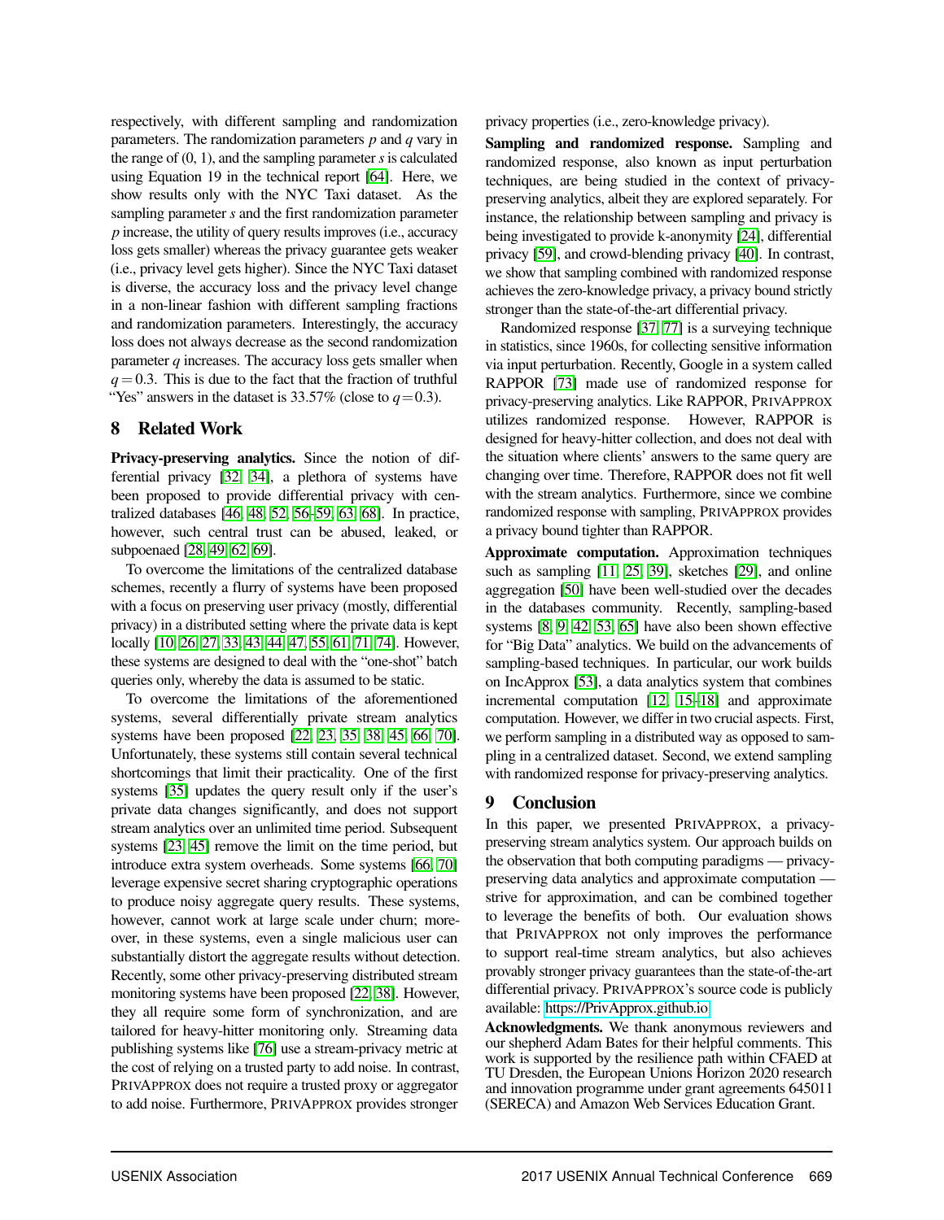respectively, with different sampling and randomization parameters. The randomization parameters $p$ and $q$ vary in the range of (0, 1), and the sampling parameter $s$ is calculated using Equation 19 in the technical report [64]. Here, we show results only with the NYC Taxi dataset. As the sampling parameter $s$ and the first randomization parameter $p$ increase, the utility of query results improves (i.e., accuracy loss gets smaller) whereas the privacy guarantee gets weaker (i.e., privacy level gets higher). Since the NYC Taxi dataset is diverse, the accuracy loss and the privacy level change in a non-linear fashion with different sampling fractions and randomization parameters. Interestingly, the accuracy loss does not always decrease as the second randomization parameter $q$ increases. The accuracy loss gets smaller when $q = 0.3$. This is due to the fact that the fraction of truthful "Yes" answers in the dataset is 33.57% (close to $q = 0.3$).

## 8 Related Work

**Privacy-preserving analytics.** Since the notion of differential privacy [32, 34], a plethora of systems have been proposed to provide differential privacy with centralized databases [46, 48, 52, 56–59, 63, 68]. In practice, however, such central trust can be abused, leaked, or subpoenaed [28, 49, 62, 69].

To overcome the limitations of the centralized database schemes, recently a flurry of systems have been proposed with a focus on preserving user privacy (mostly, differential privacy) in a distributed setting where the private data is kept locally [10, 26, 27, 33, 43, 44, 47, 55, 61, 71, 74]. However, these systems are designed to deal with the "one-shot" batch queries only, whereby the data is assumed to be static.

To overcome the limitations of the aforementioned systems, several differentially private stream analytics systems have been proposed [22, 23, 35, 38, 45, 66, 70]. Unfortunately, these systems still contain several technical shortcomings that limit their practicality. One of the first systems [35] updates the query result only if the user's private data changes significantly, and does not support stream analytics over an unlimited time period. Subsequent systems [23, 45] remove the limit on the time period, but introduce extra system overheads. Some systems [66, 70] leverage expensive secret sharing cryptographic operations to produce noisy aggregate query results. These systems, however, cannot work at large scale under churn; moreover, in these systems, even a single malicious user can substantially distort the aggregate results without detection. Recently, some other privacy-preserving distributed stream monitoring systems have been proposed [22, 38]. However, they all require some form of synchronization, and are tailored for heavy-hitter monitoring only. Streaming data publishing systems like [76] use a stream-privacy metric at the cost of relying on a trusted party to add noise. In contrast, PRIVAPPROX does not require a trusted proxy or aggregator to add noise. Furthermore, PRIVAPPROX provides stronger privacy properties (i.e., zero-knowledge privacy).

**Sampling and randomized response.** Sampling and randomized response, also known as input perturbation techniques, are being studied in the context of privacy-preserving analytics, albeit they are explored separately. For instance, the relationship between sampling and privacy is being investigated to provide k-anonymity [24], differential privacy [59], and crowd-blending privacy [40]. In contrast, we show that sampling combined with randomized response achieves the zero-knowledge privacy, a privacy bound strictly stronger than the state-of-the-art differential privacy.

Randomized response [37, 77] is a surveying technique in statistics, since 1960s, for collecting sensitive information via input perturbation. Recently, Google in a system called RAPPOR [73] made use of randomized response for privacy-preserving analytics. Like RAPPOR, PRIVAPPROX utilizes randomized response. However, RAPPOR is designed for heavy-hitter collection, and does not deal with the situation where clients' answers to the same query are changing over time. Therefore, RAPPOR does not fit well with the stream analytics. Furthermore, since we combine randomized response with sampling, PRIVAPPROX provides a privacy bound tighter than RAPPOR.

**Approximate computation.** Approximation techniques such as sampling [11, 25, 39], sketches [29], and online aggregation [50] have been well-studied over the decades in the databases community. Recently, sampling-based systems [8, 9, 42, 53, 65] have also been shown effective for "Big Data" analytics. We build on the advancements of sampling-based techniques. In particular, our work builds on IncApprox [53], a data analytics system that combines incremental computation [12, 15–18] and approximate computation. However, we differ in two crucial aspects. First, we perform sampling in a distributed way as opposed to sampling in a centralized dataset. Second, we extend sampling with randomized response for privacy-preserving analytics.

## 9 Conclusion

In this paper, we presented PRIVAPPROX, a privacy-preserving stream analytics system. Our approach builds on the observation that both computing paradigms — privacy-preserving data analytics and approximate computation — strive for approximation, and can be combined together to leverage the benefits of both. Our evaluation shows that PRIVAPPROX not only improves the performance to support real-time stream analytics, but also achieves provably stronger privacy guarantees than the state-of-the-art differential privacy. PRIVAPPROX's source code is publicly available: https://PrivApprox.github.io

**Acknowledgments.** We thank anonymous reviewers and our shepherd Adam Bates for their helpful comments. This work is supported by the resilience path within CFAED at TU Dresden, the European Unions Horizon 2020 research and innovation programme under grant agreements 645011 (SERECA) and Amazon Web Services Education Grant.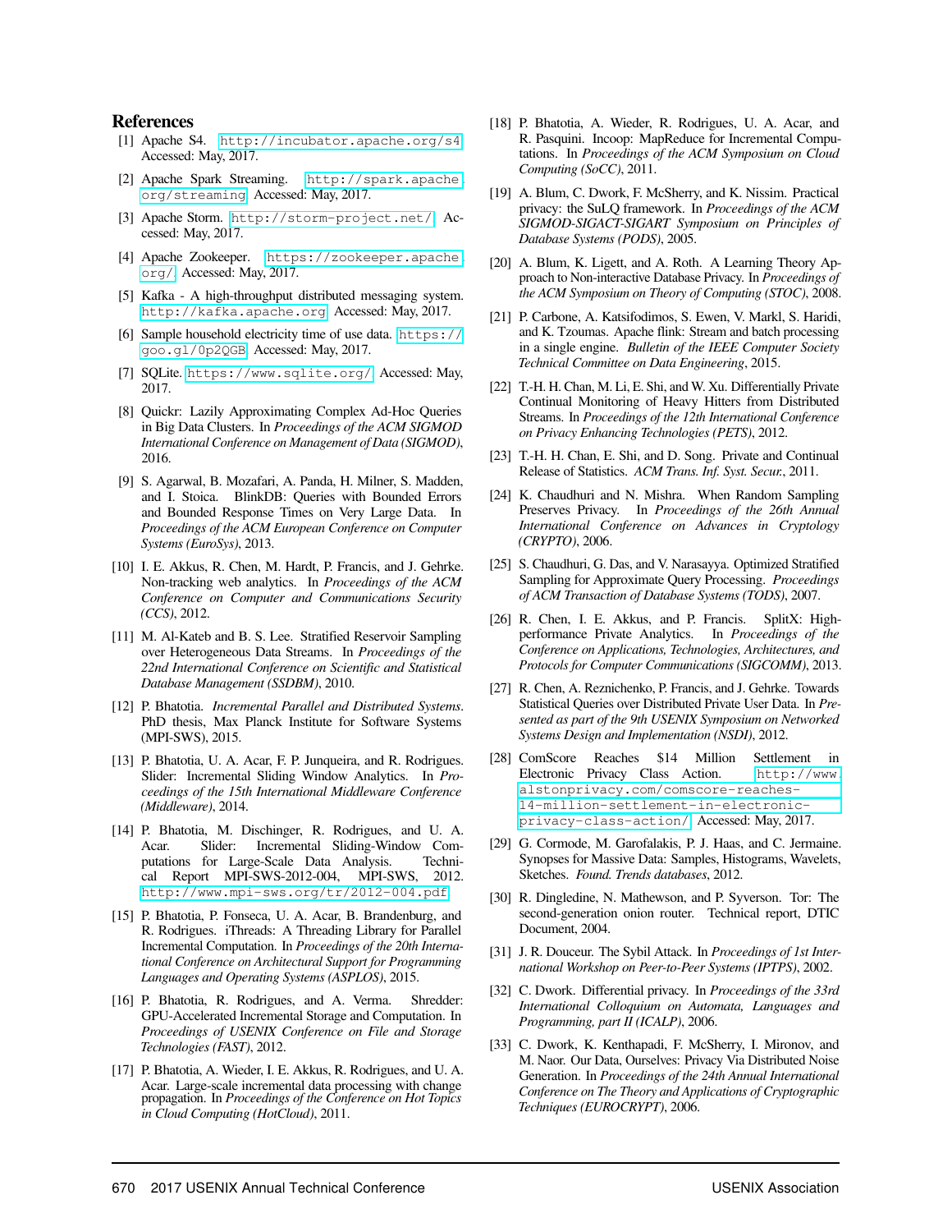## References

[1] Apache S4. http://incubator.apache.org/s4. Accessed: May, 2017.

[2] Apache Spark Streaming. http://spark.apache.org/streaming. Accessed: May, 2017.

[3] Apache Storm. http://storm-project.net/. Accessed: May, 2017.

[4] Apache Zookeeper. https://zookeeper.apache.org/. Accessed: May, 2017.

[5] Kafka - A high-throughput distributed messaging system. http://kafka.apache.org. Accessed: May, 2017.

[6] Sample household electricity time of use data. https://goo.gl/0p2QGB. Accessed: May, 2017.

[7] SQLite. https://www.sqlite.org/. Accessed: May, 2017.

[8] Quickr: Lazily Approximating Complex Ad-Hoc Queries in Big Data Clusters. In *Proceedings of the ACM SIGMOD International Conference on Management of Data (SIGMOD)*, 2016.

[9] S. Agarwal, B. Mozafari, A. Panda, H. Milner, S. Madden, and I. Stoica. BlinkDB: Queries with Bounded Errors and Bounded Response Times on Very Large Data. In *Proceedings of the ACM European Conference on Computer Systems (EuroSys)*, 2013.

[10] I. E. Akkus, R. Chen, M. Hardt, P. Francis, and J. Gehrke. Non-tracking web analytics. In *Proceedings of the ACM Conference on Computer and Communications Security (CCS)*, 2012.

[11] M. Al-Kateb and B. S. Lee. Stratified Reservoir Sampling over Heterogeneous Data Streams. In *Proceedings of the 22nd International Conference on Scientific and Statistical Database Management (SSDBM)*, 2010.

[12] P. Bhatotia. *Incremental Parallel and Distributed Systems*. PhD thesis, Max Planck Institute for Software Systems (MPI-SWS), 2015.

[13] P. Bhatotia, U. A. Acar, F. P. Junqueira, and R. Rodrigues. Slider: Incremental Sliding Window Analytics. In *Proceedings of the 15th International Middleware Conference (Middleware)*, 2014.

[14] P. Bhatotia, M. Dischinger, R. Rodrigues, and U. A. Acar. Slider: Incremental Sliding-Window Computations for Large-Scale Data Analysis. Technical Report MPI-SWS-2012-004, MPI-SWS, 2012. http://www.mpi-sws.org/tr/2012-004.pdf.

[15] P. Bhatotia, P. Fonseca, U. A. Acar, B. Brandenburg, and R. Rodrigues. iThreads: A Threading Library for Parallel Incremental Computation. In *Proceedings of the 20th International Conference on Architectural Support for Programming Languages and Operating Systems (ASPLOS)*, 2015.

[16] P. Bhatotia, R. Rodrigues, and A. Verma. Shredder: GPU-Accelerated Incremental Storage and Computation. In *Proceedings of USENIX Conference on File and Storage Technologies (FAST)*, 2012.

[17] P. Bhatotia, A. Wieder, I. E. Akkus, R. Rodrigues, and U. A. Acar. Large-scale incremental data processing with change propagation. In *Proceedings of the Conference on Hot Topics in Cloud Computing (HotCloud)*, 2011.

[18] P. Bhatotia, A. Wieder, R. Rodrigues, U. A. Acar, and R. Pasquini. Incoop: MapReduce for Incremental Computations. In *Proceedings of the ACM Symposium on Cloud Computing (SoCC)*, 2011.

[19] A. Blum, C. Dwork, F. McSherry, and K. Nissim. Practical privacy: the SuLQ framework. In *Proceedings of the ACM SIGMOD-SIGACT-SIGART Symposium on Principles of Database Systems (PODS)*, 2005.

[20] A. Blum, K. Ligett, and A. Roth. A Learning Theory Approach to Non-interactive Database Privacy. In *Proceedings of the ACM Symposium on Theory of Computing (STOC)*, 2008.

[21] P. Carbone, A. Katsifodimos, S. Ewen, V. Markl, S. Haridi, and K. Tzoumas. Apache flink: Stream and batch processing in a single engine. *Bulletin of the IEEE Computer Society Technical Committee on Data Engineering*, 2015.

[22] T.-H. H. Chan, M. Li, E. Shi, and W. Xu. Differentially Private Continual Monitoring of Heavy Hitters from Distributed Streams. In *Proceedings of the 12th International Conference on Privacy Enhancing Technologies (PETS)*, 2012.

[23] T.-H. H. Chan, E. Shi, and D. Song. Private and Continual Release of Statistics. *ACM Trans. Inf. Syst. Secur.*, 2011.

[24] K. Chaudhuri and N. Mishra. When Random Sampling Preserves Privacy. In *Proceedings of the 26th Annual International Conference on Advances in Cryptology (CRYPTO)*, 2006.

[25] S. Chaudhuri, G. Das, and V. Narasayya. Optimized Stratified Sampling for Approximate Query Processing. *Proceedings of ACM Transaction of Database Systems (TODS)*, 2007.

[26] R. Chen, I. E. Akkus, and P. Francis. SplitX: High-performance Private Analytics. In *Proceedings of the Conference on Applications, Technologies, Architectures, and Protocols for Computer Communications (SIGCOMM)*, 2013.

[27] R. Chen, A. Reznichenko, P. Francis, and J. Gehrke. Towards Statistical Queries over Distributed Private User Data. In *Presented as part of the 9th USENIX Symposium on Networked Systems Design and Implementation (NSDI)*, 2012.

[28] ComScore Reaches $14 Million Settlement in Electronic Privacy Class Action. http://www.alstonprivacy.com/comscore-reaches-14-million-settlement-in-electronic-privacy-class-action/. Accessed: May, 2017.

[29] G. Cormode, M. Garofalakis, P. J. Haas, and C. Jermaine. Synopses for Massive Data: Samples, Histograms, Wavelets, Sketches. *Found. Trends databases*, 2012.

[30] R. Dingledine, N. Mathewson, and P. Syverson. Tor: The second-generation onion router. Technical report, DTIC Document, 2004.

[31] J. R. Douceur. The Sybil Attack. In *Proceedings of 1st International Workshop on Peer-to-Peer Systems (IPTPS)*, 2002.

[32] C. Dwork. Differential privacy. In *Proceedings of the 33rd International Colloquium on Automata, Languages and Programming, part II (ICALP)*, 2006.

[33] C. Dwork, K. Kenthapadi, F. McSherry, I. Mironov, and M. Naor. Our Data, Ourselves: Privacy Via Distributed Noise Generation. In *Proceedings of the 24th Annual International Conference on The Theory and Applications of Cryptographic Techniques (EUROCRYPT)*, 2006.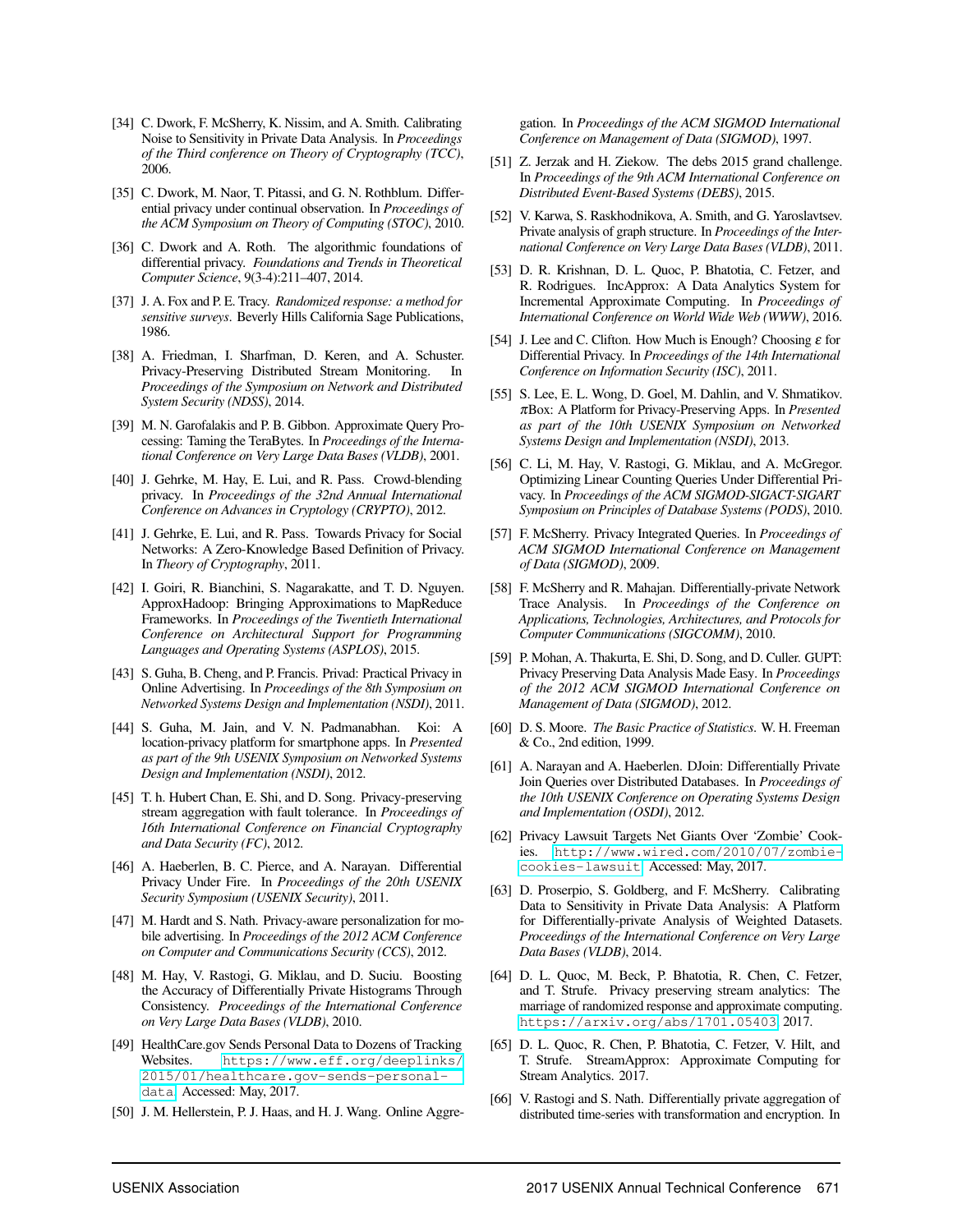[34] C. Dwork, F. McSherry, K. Nissim, and A. Smith. Calibrating Noise to Sensitivity in Private Data Analysis. In *Proceedings of the Third conference on Theory of Cryptography (TCC)*, 2006.

[35] C. Dwork, M. Naor, T. Pitassi, and G. N. Rothblum. Differential privacy under continual observation. In *Proceedings of the ACM Symposium on Theory of Computing (STOC)*, 2010.

[36] C. Dwork and A. Roth. The algorithmic foundations of differential privacy. *Foundations and Trends in Theoretical Computer Science*, 9(3-4):211–407, 2014.

[37] J. A. Fox and P. E. Tracy. *Randomized response: a method for sensitive surveys*. Beverly Hills California Sage Publications, 1986.

[38] A. Friedman, I. Sharfman, D. Keren, and A. Schuster. Privacy-Preserving Distributed Stream Monitoring. In *Proceedings of the Symposium on Network and Distributed System Security (NDSS)*, 2014.

[39] M. N. Garofalakis and P. B. Gibbon. Approximate Query Processing: Taming the TeraBytes. In *Proceedings of the International Conference on Very Large Data Bases (VLDB)*, 2001.

[40] J. Gehrke, M. Hay, E. Lui, and R. Pass. Crowd-blending privacy. In *Proceedings of the 32nd Annual International Conference on Advances in Cryptology (CRYPTO)*, 2012.

[41] J. Gehrke, E. Lui, and R. Pass. Towards Privacy for Social Networks: A Zero-Knowledge Based Definition of Privacy. In *Theory of Cryptography*, 2011.

[42] I. Goiri, R. Bianchini, S. Nagarakatte, and T. D. Nguyen. ApproxHadoop: Bringing Approximations to MapReduce Frameworks. In *Proceedings of the Twentieth International Conference on Architectural Support for Programming Languages and Operating Systems (ASPLOS)*, 2015.

[43] S. Guha, B. Cheng, and P. Francis. Privad: Practical Privacy in Online Advertising. In *Proceedings of the 8th Symposium on Networked Systems Design and Implementation (NSDI)*, 2011.

[44] S. Guha, M. Jain, and V. N. Padmanabhan. Koi: A location-privacy platform for smartphone apps. In *Presented as part of the 9th USENIX Symposium on Networked Systems Design and Implementation (NSDI)*, 2012.

[45] T. h. Hubert Chan, E. Shi, and D. Song. Privacy-preserving stream aggregation with fault tolerance. In *Proceedings of 16th International Conference on Financial Cryptography and Data Security (FC)*, 2012.

[46] A. Haeberlen, B. C. Pierce, and A. Narayan. Differential Privacy Under Fire. In *Proceedings of the 20th USENIX Security Symposium (USENIX Security)*, 2011.

[47] M. Hardt and S. Nath. Privacy-aware personalization for mobile advertising. In *Proceedings of the 2012 ACM Conference on Computer and Communications Security (CCS)*, 2012.

[48] M. Hay, V. Rastogi, G. Miklau, and D. Suciu. Boosting the Accuracy of Differentially Private Histograms Through Consistency. *Proceedings of the International Conference on Very Large Data Bases (VLDB)*, 2010.

[49] HealthCare.gov Sends Personal Data to Dozens of Tracking Websites. `https://www.eff.org/deeplinks/2015/01/healthcare.gov-sends-personal-data`. Accessed: May, 2017.

[50] J. M. Hellerstein, P. J. Haas, and H. J. Wang. Online Aggregation. In *Proceedings of the ACM SIGMOD International Conference on Management of Data (SIGMOD)*, 1997.

[51] Z. Jerzak and H. Ziekow. The debs 2015 grand challenge. In *Proceedings of the 9th ACM International Conference on Distributed Event-Based Systems (DEBS)*, 2015.

[52] V. Karwa, S. Raskhodnikova, A. Smith, and G. Yaroslavtsev. Private analysis of graph structure. In *Proceedings of the International Conference on Very Large Data Bases (VLDB)*, 2011.

[53] D. R. Krishnan, D. L. Quoc, P. Bhatotia, C. Fetzer, and R. Rodrigues. IncApprox: A Data Analytics System for Incremental Approximate Computing. In *Proceedings of International Conference on World Wide Web (WWW)*, 2016.

[54] J. Lee and C. Clifton. How Much is Enough? Choosing $\varepsilon$ for Differential Privacy. In *Proceedings of the 14th International Conference on Information Security (ISC)*, 2011.

[55] S. Lee, E. L. Wong, D. Goel, M. Dahlin, and V. Shmatikov. $\pi$Box: A Platform for Privacy-Preserving Apps. In *Presented as part of the 10th USENIX Symposium on Networked Systems Design and Implementation (NSDI)*, 2013.

[56] C. Li, M. Hay, V. Rastogi, G. Miklau, and A. McGregor. Optimizing Linear Counting Queries Under Differential Privacy. In *Proceedings of the ACM SIGMOD-SIGACT-SIGART Symposium on Principles of Database Systems (PODS)*, 2010.

[57] F. McSherry. Privacy Integrated Queries. In *Proceedings of ACM SIGMOD International Conference on Management of Data (SIGMOD)*, 2009.

[58] F. McSherry and R. Mahajan. Differentially-private Network Trace Analysis. In *Proceedings of the Conference on Applications, Technologies, Architectures, and Protocols for Computer Communications (SIGCOMM)*, 2010.

[59] P. Mohan, A. Thakurta, E. Shi, D. Song, and D. Culler. GUPT: Privacy Preserving Data Analysis Made Easy. In *Proceedings of the 2012 ACM SIGMOD International Conference on Management of Data (SIGMOD)*, 2012.

[60] D. S. Moore. *The Basic Practice of Statistics*. W. H. Freeman & Co., 2nd edition, 1999.

[61] A. Narayan and A. Haeberlen. DJoin: Differentially Private Join Queries over Distributed Databases. In *Proceedings of the 10th USENIX Conference on Operating Systems Design and Implementation (OSDI)*, 2012.

[62] Privacy Lawsuit Targets Net Giants Over 'Zombie' Cookies. `http://www.wired.com/2010/07/zombie-cookies-lawsuit`. Accessed: May, 2017.

[63] D. Proserpio, S. Goldberg, and F. McSherry. Calibrating Data to Sensitivity in Private Data Analysis: A Platform for Differentially-private Analysis of Weighted Datasets. *Proceedings of the International Conference on Very Large Data Bases (VLDB)*, 2014.

[64] D. L. Quoc, M. Beck, P. Bhatotia, R. Chen, C. Fetzer, and T. Strufe. Privacy preserving stream analytics: The marriage of randomized response and approximate computing. `https://arxiv.org/abs/1701.05403`, 2017.

[65] D. L. Quoc, R. Chen, P. Bhatotia, C. Fetzer, V. Hilt, and T. Strufe. StreamApprox: Approximate Computing for Stream Analytics. 2017.

[66] V. Rastogi and S. Nath. Differentially private aggregation of distributed time-series with transformation and encryption. In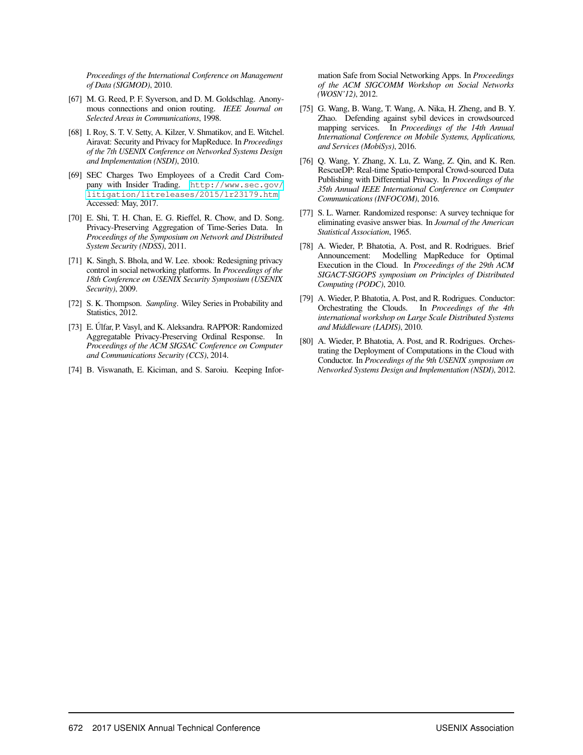*Proceedings of the International Conference on Management of Data (SIGMOD)*, 2010.

[67] M. G. Reed, P. F. Syverson, and D. M. Goldschlag. Anonymous connections and onion routing. *IEEE Journal on Selected Areas in Communications*, 1998.

[68] I. Roy, S. T. V. Setty, A. Kilzer, V. Shmatikov, and E. Witchel. Airavat: Security and Privacy for MapReduce. In *Proceedings of the 7th USENIX Conference on Networked Systems Design and Implementation (NSDI)*, 2010.

[69] SEC Charges Two Employees of a Credit Card Company with Insider Trading. http://www.sec.gov/litigation/litreleases/2015/lr23179.htm. Accessed: May, 2017.

[70] E. Shi, T. H. Chan, E. G. Rieffel, R. Chow, and D. Song. Privacy-Preserving Aggregation of Time-Series Data. In *Proceedings of the Symposium on Network and Distributed System Security (NDSS)*, 2011.

[71] K. Singh, S. Bhola, and W. Lee. xbook: Redesigning privacy control in social networking platforms. In *Proceedings of the 18th Conference on USENIX Security Symposium (USENIX Security)*, 2009.

[72] S. K. Thompson. *Sampling*. Wiley Series in Probability and Statistics, 2012.

[73] E. Úlfar, P. Vasyl, and K. Aleksandra. RAPPOR: Randomized Aggregatable Privacy-Preserving Ordinal Response. In *Proceedings of the ACM SIGSAC Conference on Computer and Communications Security (CCS)*, 2014.

[74] B. Viswanath, E. Kiciman, and S. Saroiu. Keeping Information Safe from Social Networking Apps. In *Proceedings of the ACM SIGCOMM Workshop on Social Networks (WOSN'12)*, 2012.

[75] G. Wang, B. Wang, T. Wang, A. Nika, H. Zheng, and B. Y. Zhao. Defending against sybil devices in crowdsourced mapping services. In *Proceedings of the 14th Annual International Conference on Mobile Systems, Applications, and Services (MobiSys)*, 2016.

[76] Q. Wang, Y. Zhang, X. Lu, Z. Wang, Z. Qin, and K. Ren. RescueDP: Real-time Spatio-temporal Crowd-sourced Data Publishing with Differential Privacy. In *Proceedings of the 35th Annual IEEE International Conference on Computer Communications (INFOCOM)*, 2016.

[77] S. L. Warner. Randomized response: A survey technique for eliminating evasive answer bias. In *Journal of the American Statistical Association*, 1965.

[78] A. Wieder, P. Bhatotia, A. Post, and R. Rodrigues. Brief Announcement: Modelling MapReduce for Optimal Execution in the Cloud. In *Proceedings of the 29th ACM SIGACT-SIGOPS symposium on Principles of Distributed Computing (PODC)*, 2010.

[79] A. Wieder, P. Bhatotia, A. Post, and R. Rodrigues. Conductor: Orchestrating the Clouds. In *Proceedings of the 4th international workshop on Large Scale Distributed Systems and Middleware (LADIS)*, 2010.

[80] A. Wieder, P. Bhatotia, A. Post, and R. Rodrigues. Orchestrating the Deployment of Computations in the Cloud with Conductor. In *Proceedings of the 9th USENIX symposium on Networked Systems Design and Implementation (NSDI)*, 2012.